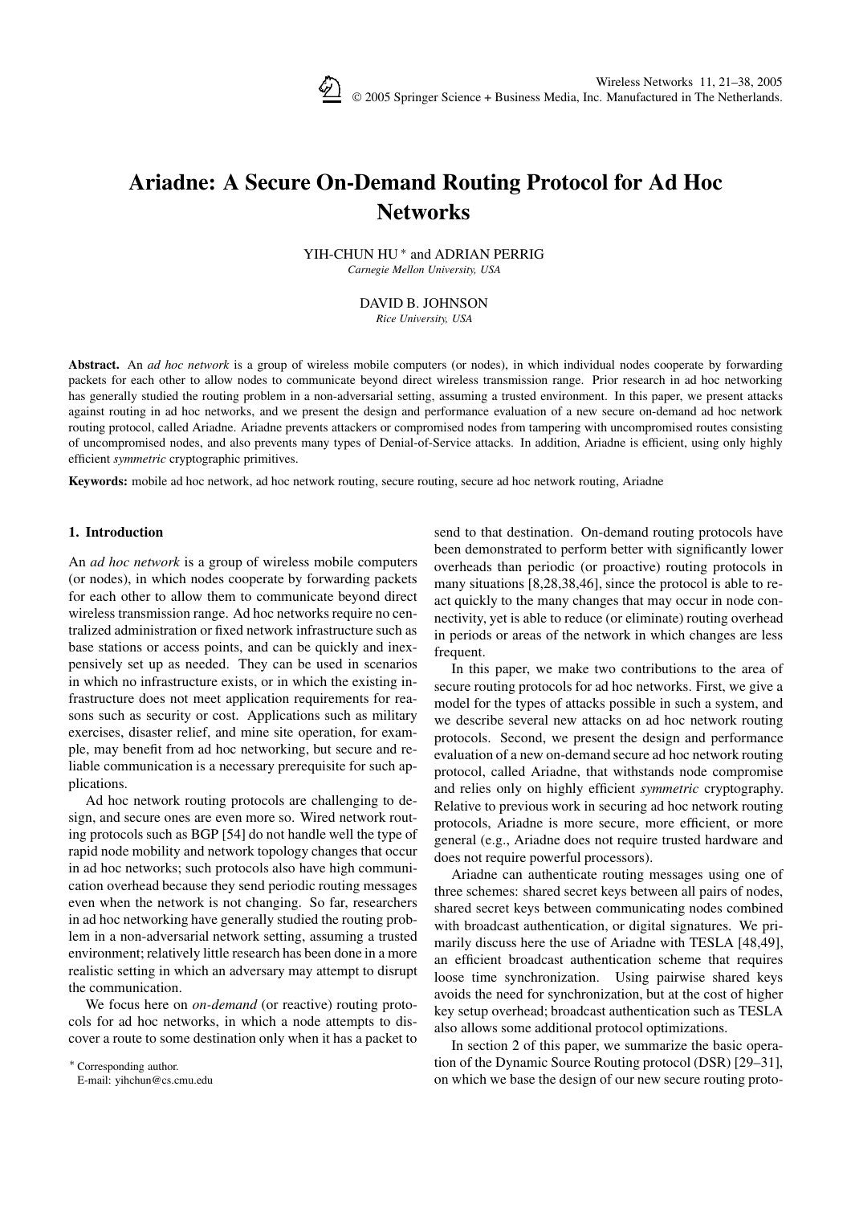# Ariadne: A Secure On-Demand Routing Protocol for Ad Hoc Networks

YIH-CHUN HU * and ADRIAN PERRIG
*Carnegie Mellon University, USA*

DAVID B. JOHNSON
*Rice University, USA*

**Abstract.** An *ad hoc network* is a group of wireless mobile computers (or nodes), in which individual nodes cooperate by forwarding packets for each other to allow nodes to communicate beyond direct wireless transmission range. Prior research in ad hoc networking has generally studied the routing problem in a non-adversarial setting, assuming a trusted environment. In this paper, we present attacks against routing in ad hoc networks, and we present the design and performance evaluation of a new secure on-demand ad hoc network routing protocol, called Ariadne. Ariadne prevents attackers or compromised nodes from tampering with uncompromised routes consisting of uncompromised nodes, and also prevents many types of Denial-of-Service attacks. In addition, Ariadne is efficient, using only highly efficient *symmetric* cryptographic primitives.

**Keywords:** mobile ad hoc network, ad hoc network routing, secure routing, secure ad hoc network routing, Ariadne

## 1. Introduction

An *ad hoc network* is a group of wireless mobile computers (or nodes), in which nodes cooperate by forwarding packets for each other to allow them to communicate beyond direct wireless transmission range. Ad hoc networks require no centralized administration or fixed network infrastructure such as base stations or access points, and can be quickly and inexpensively set up as needed. They can be used in scenarios in which no infrastructure exists, or in which the existing infrastructure does not meet application requirements for reasons such as security or cost. Applications such as military exercises, disaster relief, and mine site operation, for example, may benefit from ad hoc networking, but secure and reliable communication is a necessary prerequisite for such applications.

Ad hoc network routing protocols are challenging to design, and secure ones are even more so. Wired network routing protocols such as BGP [54] do not handle well the type of rapid node mobility and network topology changes that occur in ad hoc networks; such protocols also have high communication overhead because they send periodic routing messages even when the network is not changing. So far, researchers in ad hoc networking have generally studied the routing problem in a non-adversarial network setting, assuming a trusted environment; relatively little research has been done in a more realistic setting in which an adversary may attempt to disrupt the communication.

We focus here on *on-demand* (or reactive) routing protocols for ad hoc networks, in which a node attempts to discover a route to some destination only when it has a packet to send to that destination. On-demand routing protocols have been demonstrated to perform better with significantly lower overheads than periodic (or proactive) routing protocols in many situations [8,28,38,46], since the protocol is able to react quickly to the many changes that may occur in node connectivity, yet is able to reduce (or eliminate) routing overhead in periods or areas of the network in which changes are less frequent.

In this paper, we make two contributions to the area of secure routing protocols for ad hoc networks. First, we give a model for the types of attacks possible in such a system, and we describe several new attacks on ad hoc network routing protocols. Second, we present the design and performance evaluation of a new on-demand secure ad hoc network routing protocol, called Ariadne, that withstands node compromise and relies only on highly efficient *symmetric* cryptography. Relative to previous work in securing ad hoc network routing protocols, Ariadne is more secure, more efficient, or more general (e.g., Ariadne does not require trusted hardware and does not require powerful processors).

Ariadne can authenticate routing messages using one of three schemes: shared secret keys between all pairs of nodes, shared secret keys between communicating nodes combined with broadcast authentication, or digital signatures. We primarily discuss here the use of Ariadne with TESLA [48,49], an efficient broadcast authentication scheme that requires loose time synchronization. Using pairwise shared keys avoids the need for synchronization, but at the cost of higher key setup overhead; broadcast authentication such as TESLA also allows some additional protocol optimizations.

In section 2 of this paper, we summarize the basic operation of the Dynamic Source Routing protocol (DSR) [29–31], on which we base the design of our new secure routing proto-

* Corresponding author.
E-mail: yihchun@cs.cmu.edu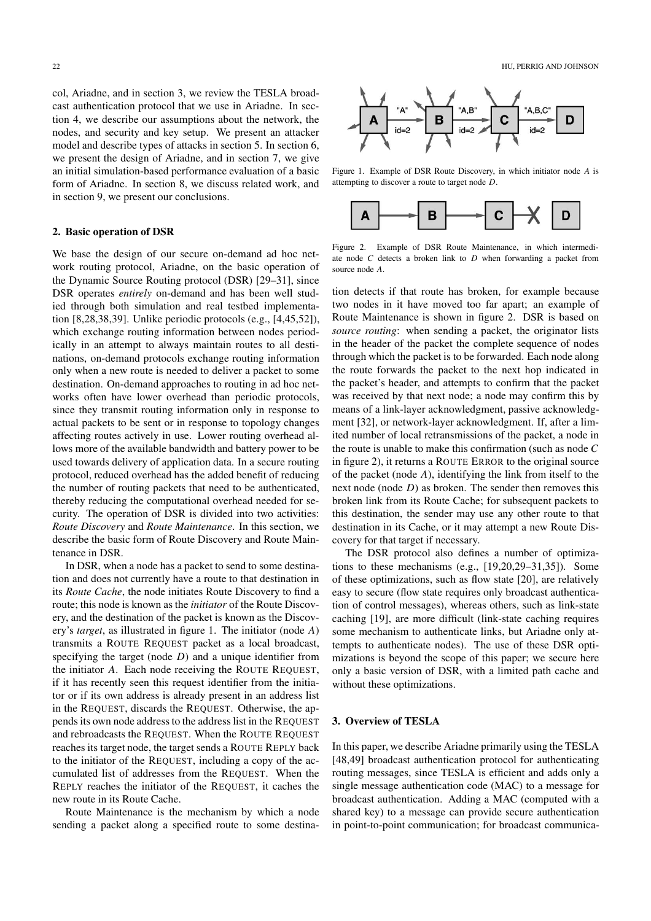col, Ariadne, and in section 3, we review the TESLA broadcast authentication protocol that we use in Ariadne. In section 4, we describe our assumptions about the network, the nodes, and security and key setup. We present an attacker model and describe types of attacks in section 5. In section 6, we present the design of Ariadne, and in section 7, we give an initial simulation-based performance evaluation of a basic form of Ariadne. In section 8, we discuss related work, and in section 9, we present our conclusions.

## 2. Basic operation of DSR

We base the design of our secure on-demand ad hoc network routing protocol, Ariadne, on the basic operation of the Dynamic Source Routing protocol (DSR) [29–31], since DSR operates *entirely* on-demand and has been well studied through both simulation and real testbed implementation [8,28,38,39]. Unlike periodic protocols (e.g., [4,45,52]), which exchange routing information between nodes periodically in an attempt to always maintain routes to all destinations, on-demand protocols exchange routing information only when a new route is needed to deliver a packet to some destination. On-demand approaches to routing in ad hoc networks often have lower overhead than periodic protocols, since they transmit routing information only in response to actual packets to be sent or in response to topology changes affecting routes actively in use. Lower routing overhead allows more of the available bandwidth and battery power to be used towards delivery of application data. In a secure routing protocol, reduced overhead has the added benefit of reducing the number of routing packets that need to be authenticated, thereby reducing the computational overhead needed for security. The operation of DSR is divided into two activities: *Route Discovery* and *Route Maintenance*. In this section, we describe the basic form of Route Discovery and Route Maintenance in DSR.

In DSR, when a node has a packet to send to some destination and does not currently have a route to that destination in its *Route Cache*, the node initiates Route Discovery to find a route; this node is known as the *initiator* of the Route Discovery, and the destination of the packet is known as the Discovery's *target*, as illustrated in figure 1. The initiator (node *A*) transmits a ROUTE REQUEST packet as a local broadcast, specifying the target (node *D*) and a unique identifier from the initiator *A*. Each node receiving the ROUTE REQUEST, if it has recently seen this request identifier from the initiator or if its own address is already present in an address list in the REQUEST, discards the REQUEST. Otherwise, the appends its own node address to the address list in the REQUEST and rebroadcasts the REQUEST. When the ROUTE REQUEST reaches its target node, the target sends a ROUTE REPLY back to the initiator of the REQUEST, including a copy of the accumulated list of addresses from the REQUEST. When the REPLY reaches the initiator of the REQUEST, it caches the new route in its Route Cache.

Route Maintenance is the mechanism by which a node sending a packet along a specified route to some destination detects if that route has broken, for example because two nodes in it have moved too far apart; an example of Route Maintenance is shown in figure 2. DSR is based on *source routing*: when sending a packet, the originator lists in the header of the packet the complete sequence of nodes through which the packet is to be forwarded. Each node along the route forwards the packet to the next hop indicated in the packet's header, and attempts to confirm that the packet was received by that next node; a node may confirm this by means of a link-layer acknowledgment, passive acknowledgment [32], or network-layer acknowledgment. If, after a limited number of local retransmissions of the packet, a node in the route is unable to make this confirmation (such as node *C* in figure 2), it returns a ROUTE ERROR to the original source of the packet (node *A*), identifying the link from itself to the next node (node *D*) as broken. The sender then removes this broken link from its Route Cache; for subsequent packets to this destination, the sender may use any other route to that destination in its Cache, or it may attempt a new Route Discovery for that target if necessary.

Figure 1. Example of DSR Route Discovery, in which initiator node *A* is attempting to discover a route to target node *D*.

Figure 2. Example of DSR Route Maintenance, in which intermediate node *C* detects a broken link to *D* when forwarding a packet from source node *A*.

The DSR protocol also defines a number of optimizations to these mechanisms (e.g., [19,20,29–31,35]). Some of these optimizations, such as flow state [20], are relatively easy to secure (flow state requires only broadcast authentication of control messages), whereas others, such as link-state caching [19], are more difficult (link-state caching requires some mechanism to authenticate links, but Ariadne only attempts to authenticate nodes). The use of these DSR optimizations is beyond the scope of this paper; we secure here only a basic version of DSR, with a limited path cache and without these optimizations.

## 3. Overview of TESLA

In this paper, we describe Ariadne primarily using the TESLA [48,49] broadcast authentication protocol for authenticating routing messages, since TESLA is efficient and adds only a single message authentication code (MAC) to a message for broadcast authentication. Adding a MAC (computed with a shared key) to a message can provide secure authentication in point-to-point communication; for broadcast communica-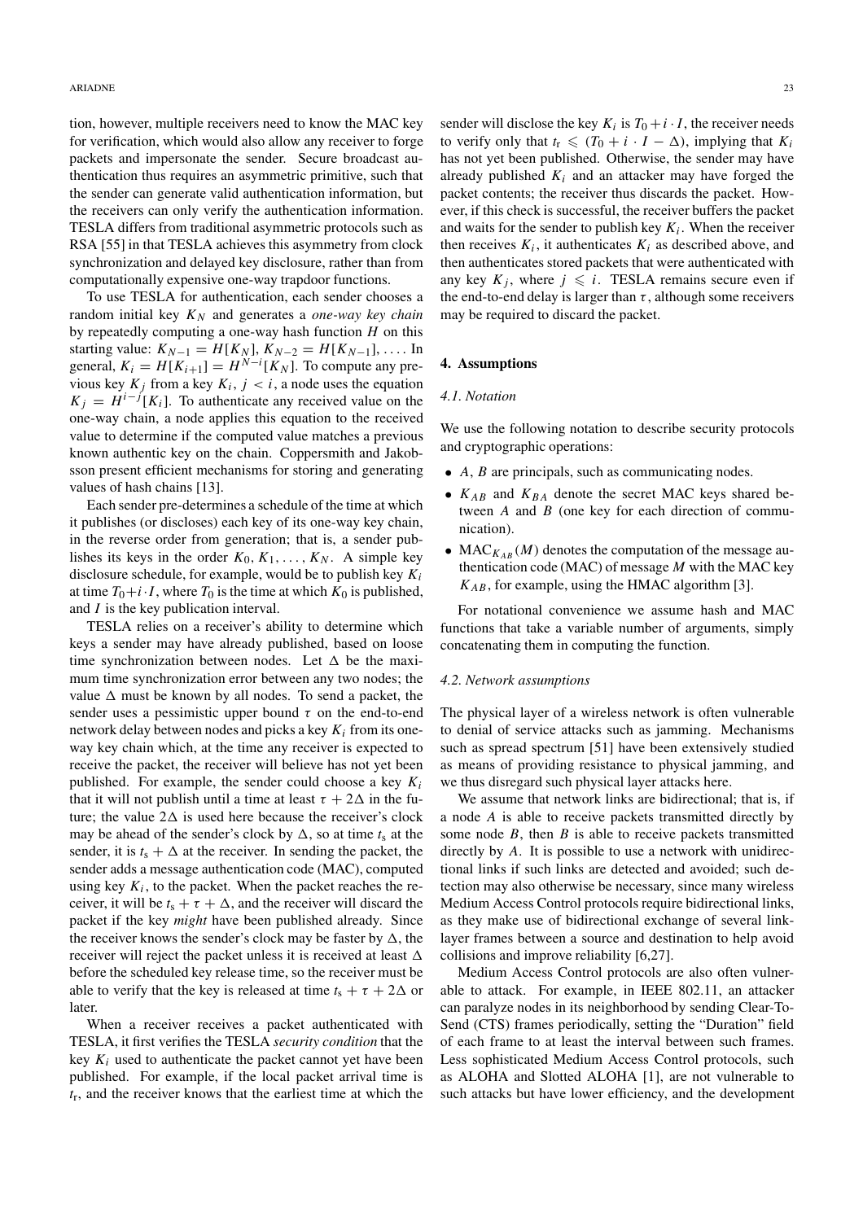tion, however, multiple receivers need to know the MAC key for verification, which would also allow any receiver to forge packets and impersonate the sender. Secure broadcast authentication thus requires an asymmetric primitive, such that the sender can generate valid authentication information, but the receivers can only verify the authentication information. TESLA differs from traditional asymmetric protocols such as RSA [55] in that TESLA achieves this asymmetry from clock synchronization and delayed key disclosure, rather than from computationally expensive one-way trapdoor functions.

To use TESLA for authentication, each sender chooses a random initial key $K_N$ and generates a *one-way key chain* by repeatedly computing a one-way hash function $H$ on this starting value: $K_{N-1} = H[K_N]$, $K_{N-2} = H[K_{N-1}]$, .... In general, $K_i = H[K_{i+1}] = H^{N-i}[K_N]$. To compute any previous key $K_j$ from a key $K_i$, $j < i$, a node uses the equation $K_j = H^{i-j}[K_i]$. To authenticate any received value on the one-way chain, a node applies this equation to the received value to determine if the computed value matches a previous known authentic key on the chain. Coppersmith and Jakobsson present efficient mechanisms for storing and generating values of hash chains [13].

Each sender pre-determines a schedule of the time at which it publishes (or discloses) each key of its one-way key chain, in the reverse order from generation; that is, a sender publishes its keys in the order $K_0, K_1, \ldots, K_N$. A simple key disclosure schedule, for example, would be to publish key $K_i$ at time $T_0 + i \cdot I$, where $T_0$ is the time at which $K_0$ is published, and $I$ is the key publication interval.

TESLA relies on a receiver's ability to determine which keys a sender may have already published, based on loose time synchronization between nodes. Let $\Delta$ be the maximum time synchronization error between any two nodes; the value $\Delta$ must be known by all nodes. To send a packet, the sender uses a pessimistic upper bound $\tau$ on the end-to-end network delay between nodes and picks a key $K_i$ from its one-way key chain which, at the time any receiver is expected to receive the packet, the receiver will believe has not yet been published. For example, the sender could choose a key $K_i$ that it will not publish until a time at least $\tau + 2\Delta$ in the future; the value $2\Delta$ is used here because the receiver's clock may be ahead of the sender's clock by $\Delta$, so at time $t_s$ at the sender, it is $t_s + \Delta$ at the receiver. In sending the packet, the sender adds a message authentication code (MAC), computed using key $K_i$, to the packet. When the packet reaches the receiver, it will be $t_s + \tau + \Delta$, and the receiver will discard the packet if the key *might* have been published already. Since the receiver knows the sender's clock may be faster by $\Delta$, the receiver will reject the packet unless it is received at least $\Delta$ before the scheduled key release time, so the receiver must be able to verify that the key is released at time $t_s + \tau + 2\Delta$ or later.

When a receiver receives a packet authenticated with TESLA, it first verifies the TESLA *security condition* that the key $K_i$ used to authenticate the packet cannot yet have been published. For example, if the local packet arrival time is $t_r$, and the receiver knows that the earliest time at which the sender will disclose the key $K_i$ is $T_0 + i \cdot I$, the receiver needs to verify only that $t_r \leqslant (T_0 + i \cdot I - \Delta)$, implying that $K_i$ has not yet been published. Otherwise, the sender may have already published $K_i$ and an attacker may have forged the packet contents; the receiver thus discards the packet. However, if this check is successful, the receiver buffers the packet and waits for the sender to publish key $K_i$. When the receiver then receives $K_i$, it authenticates $K_i$ as described above, and then authenticates stored packets that were authenticated with any key $K_j$, where $j \leqslant i$. TESLA remains secure even if the end-to-end delay is larger than $\tau$, although some receivers may be required to discard the packet.

## 4. Assumptions

### 4.1. Notation

We use the following notation to describe security protocols and cryptographic operations:

- $A$, $B$ are principals, such as communicating nodes.
- $K_{AB}$ and $K_{BA}$ denote the secret MAC keys shared between $A$ and $B$ (one key for each direction of communication).
- $\text{MAC}_{K_{AB}}(M)$ denotes the computation of the message authentication code (MAC) of message $M$ with the MAC key $K_{AB}$, for example, using the HMAC algorithm [3].

For notational convenience we assume hash and MAC functions that take a variable number of arguments, simply concatenating them in computing the function.

### 4.2. Network assumptions

The physical layer of a wireless network is often vulnerable to denial of service attacks such as jamming. Mechanisms such as spread spectrum [51] have been extensively studied as means of providing resistance to physical jamming, and we thus disregard such physical layer attacks here.

We assume that network links are bidirectional; that is, if a node $A$ is able to receive packets transmitted directly by some node $B$, then $B$ is able to receive packets transmitted directly by $A$. It is possible to use a network with unidirectional links if such links are detected and avoided; such detection may also otherwise be necessary, since many wireless Medium Access Control protocols require bidirectional links, as they make use of bidirectional exchange of several link-layer frames between a source and destination to help avoid collisions and improve reliability [6,27].

Medium Access Control protocols are also often vulnerable to attack. For example, in IEEE 802.11, an attacker can paralyze nodes in its neighborhood by sending Clear-To-Send (CTS) frames periodically, setting the "Duration" field of each frame to at least the interval between such frames. Less sophisticated Medium Access Control protocols, such as ALOHA and Slotted ALOHA [1], are not vulnerable to such attacks but have lower efficiency, and the development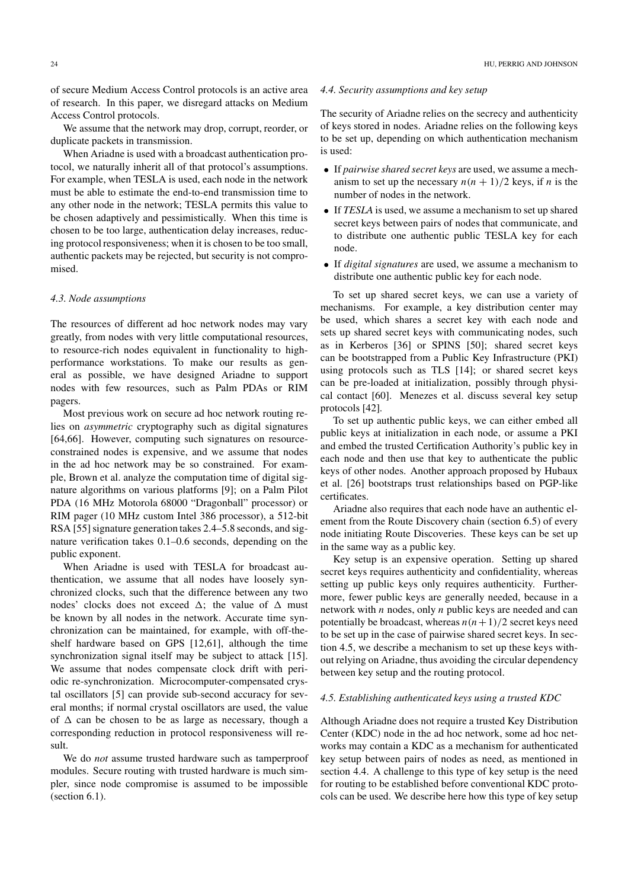of secure Medium Access Control protocols is an active area of research. In this paper, we disregard attacks on Medium Access Control protocols.

We assume that the network may drop, corrupt, reorder, or duplicate packets in transmission.

When Ariadne is used with a broadcast authentication protocol, we naturally inherit all of that protocol's assumptions. For example, when TESLA is used, each node in the network must be able to estimate the end-to-end transmission time to any other node in the network; TESLA permits this value to be chosen adaptively and pessimistically. When this time is chosen to be too large, authentication delay increases, reducing protocol responsiveness; when it is chosen to be too small, authentic packets may be rejected, but security is not compromised.

### *4.3. Node assumptions*

The resources of different ad hoc network nodes may vary greatly, from nodes with very little computational resources, to resource-rich nodes equivalent in functionality to high-performance workstations. To make our results as general as possible, we have designed Ariadne to support nodes with few resources, such as Palm PDAs or RIM pagers.

Most previous work on secure ad hoc network routing relies on *asymmetric* cryptography such as digital signatures [64,66]. However, computing such signatures on resource-constrained nodes is expensive, and we assume that nodes in the ad hoc network may be so constrained. For example, Brown et al. analyze the computation time of digital signature algorithms on various platforms [9]; on a Palm Pilot PDA (16 MHz Motorola 68000 "Dragonball" processor) or RIM pager (10 MHz custom Intel 386 processor), a 512-bit RSA [55] signature generation takes 2.4–5.8 seconds, and signature verification takes 0.1–0.6 seconds, depending on the public exponent.

When Ariadne is used with TESLA for broadcast authentication, we assume that all nodes have loosely synchronized clocks, such that the difference between any two nodes' clocks does not exceed $\Delta$; the value of $\Delta$ must be known by all nodes in the network. Accurate time synchronization can be maintained, for example, with off-the-shelf hardware based on GPS [12,61], although the time synchronization signal itself may be subject to attack [15]. We assume that nodes compensate clock drift with periodic re-synchronization. Microcomputer-compensated crystal oscillators [5] can provide sub-second accuracy for several months; if normal crystal oscillators are used, the value of $\Delta$ can be chosen to be as large as necessary, though a corresponding reduction in protocol responsiveness will result.

We do *not* assume trusted hardware such as tamperproof modules. Secure routing with trusted hardware is much simpler, since node compromise is assumed to be impossible (section 6.1).

### *4.4. Security assumptions and key setup*

The security of Ariadne relies on the secrecy and authenticity of keys stored in nodes. Ariadne relies on the following keys to be set up, depending on which authentication mechanism is used:

- If *pairwise shared secret keys* are used, we assume a mechanism to set up the necessary $n(n+1)/2$ keys, if $n$ is the number of nodes in the network.
- If *TESLA* is used, we assume a mechanism to set up shared secret keys between pairs of nodes that communicate, and to distribute one authentic public TESLA key for each node.
- If *digital signatures* are used, we assume a mechanism to distribute one authentic public key for each node.

To set up shared secret keys, we can use a variety of mechanisms. For example, a key distribution center may be used, which shares a secret key with each node and sets up shared secret keys with communicating nodes, such as in Kerberos [36] or SPINS [50]; shared secret keys can be bootstrapped from a Public Key Infrastructure (PKI) using protocols such as TLS [14]; or shared secret keys can be pre-loaded at initialization, possibly through physical contact [60]. Menezes et al. discuss several key setup protocols [42].

To set up authentic public keys, we can either embed all public keys at initialization in each node, or assume a PKI and embed the trusted Certification Authority's public key in each node and then use that key to authenticate the public keys of other nodes. Another approach proposed by Hubaux et al. [26] bootstraps trust relationships based on PGP-like certificates.

Ariadne also requires that each node have an authentic element from the Route Discovery chain (section 6.5) of every node initiating Route Discoveries. These keys can be set up in the same way as a public key.

Key setup is an expensive operation. Setting up shared secret keys requires authenticity and confidentiality, whereas setting up public keys only requires authenticity. Furthermore, fewer public keys are generally needed, because in a network with $n$ nodes, only $n$ public keys are needed and can potentially be broadcast, whereas $n(n+1)/2$ secret keys need to be set up in the case of pairwise shared secret keys. In section 4.5, we describe a mechanism to set up these keys without relying on Ariadne, thus avoiding the circular dependency between key setup and the routing protocol.

### *4.5. Establishing authenticated keys using a trusted KDC*

Although Ariadne does not require a trusted Key Distribution Center (KDC) node in the ad hoc network, some ad hoc networks may contain a KDC as a mechanism for authenticated key setup between pairs of nodes as need, as mentioned in section 4.4. A challenge to this type of key setup is the need for routing to be established before conventional KDC protocols can be used. We describe here how this type of key setup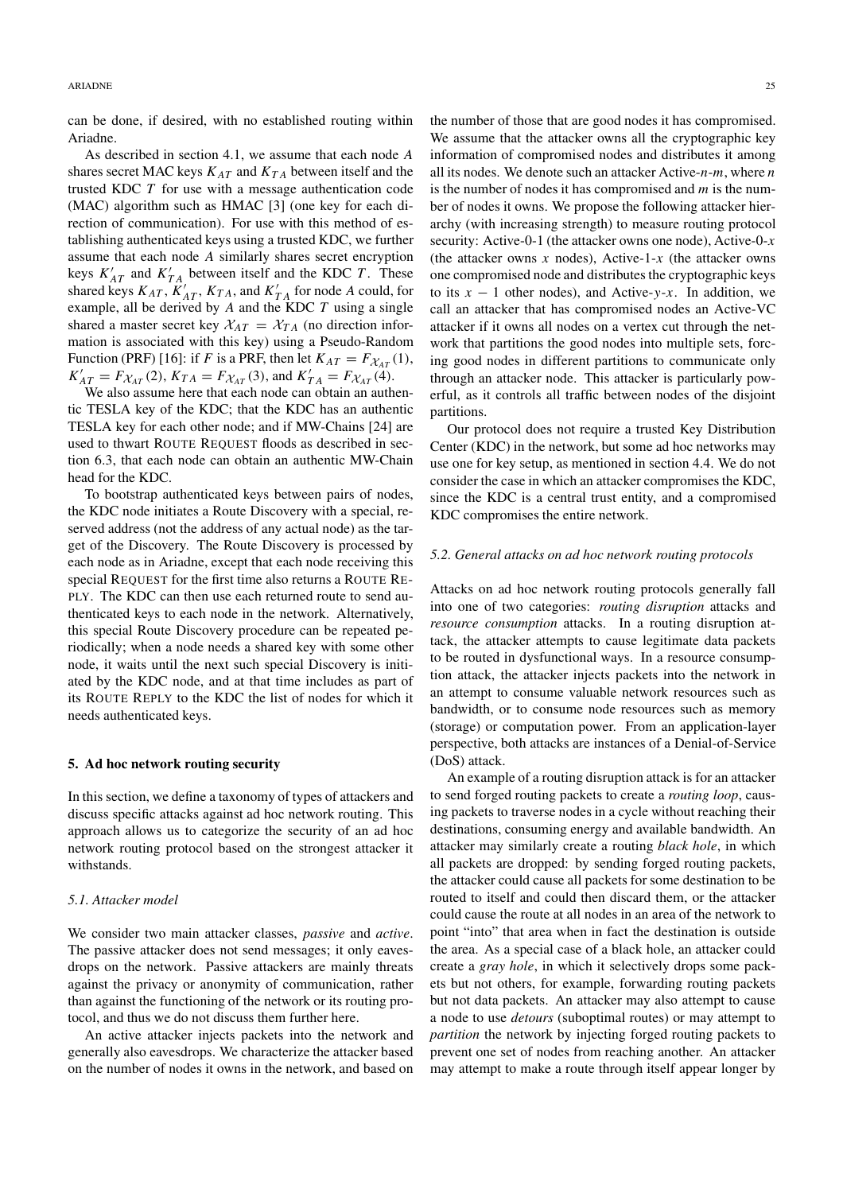can be done, if desired, with no established routing within Ariadne.

As described in section 4.1, we assume that each node $A$ shares secret MAC keys $K_{AT}$ and $K_{TA}$ between itself and the trusted KDC $T$ for use with a message authentication code (MAC) algorithm such as HMAC [3] (one key for each direction of communication). For use with this method of establishing authenticated keys using a trusted KDC, we further assume that each node $A$ similarly shares secret encryption keys $K'_{AT}$ and $K'_{TA}$ between itself and the KDC $T$. These shared keys $K_{AT}$, $K'_{AT}$, $K_{TA}$, and $K'_{TA}$ for node $A$ could, for example, all be derived by $A$ and the KDC $T$ using a single shared a master secret key $\mathcal{X}_{AT} = \mathcal{X}_{TA}$ (no direction information is associated with this key) using a Pseudo-Random Function (PRF) [16]: if $F$ is a PRF, then let $K_{AT} = F_{\mathcal{X}_{AT}}(1)$, $K'_{AT} = F_{\mathcal{X}_{AT}}(2)$, $K_{TA} = F_{\mathcal{X}_{AT}}(3)$, and $K'_{TA} = F_{\mathcal{X}_{AT}}(4)$.

We also assume here that each node can obtain an authentic TESLA key of the KDC; that the KDC has an authentic TESLA key for each other node; and if MW-Chains [24] are used to thwart ROUTE REQUEST floods as described in section 6.3, that each node can obtain an authentic MW-Chain head for the KDC.

To bootstrap authenticated keys between pairs of nodes, the KDC node initiates a Route Discovery with a special, reserved address (not the address of any actual node) as the target of the Discovery. The Route Discovery is processed by each node as in Ariadne, except that each node receiving this special REQUEST for the first time also returns a ROUTE REPLY. The KDC can then use each returned route to send authenticated keys to each node in the network. Alternatively, this special Route Discovery procedure can be repeated periodically; when a node needs a shared key with some other node, it waits until the next such special Discovery is initiated by the KDC node, and at that time includes as part of its ROUTE REPLY to the KDC the list of nodes for which it needs authenticated keys.

## 5. Ad hoc network routing security

In this section, we define a taxonomy of types of attackers and discuss specific attacks against ad hoc network routing. This approach allows us to categorize the security of an ad hoc network routing protocol based on the strongest attacker it withstands.

### 5.1. Attacker model

We consider two main attacker classes, *passive* and *active*. The passive attacker does not send messages; it only eavesdrops on the network. Passive attackers are mainly threats against the privacy or anonymity of communication, rather than against the functioning of the network or its routing protocol, and thus we do not discuss them further here.

An active attacker injects packets into the network and generally also eavesdrops. We characterize the attacker based on the number of nodes it owns in the network, and based on the number of those that are good nodes it has compromised. We assume that the attacker owns all the cryptographic key information of compromised nodes and distributes it among all its nodes. We denote such an attacker Active-$n$-$m$, where $n$ is the number of nodes it has compromised and $m$ is the number of nodes it owns. We propose the following attacker hierarchy (with increasing strength) to measure routing protocol security: Active-0-1 (the attacker owns one node), Active-0-$x$ (the attacker owns $x$ nodes), Active-1-$x$ (the attacker owns one compromised node and distributes the cryptographic keys to its $x - 1$ other nodes), and Active-$y$-$x$. In addition, we call an attacker that has compromised nodes an Active-VC attacker if it owns all nodes on a vertex cut through the network that partitions the good nodes into multiple sets, forcing good nodes in different partitions to communicate only through an attacker node. This attacker is particularly powerful, as it controls all traffic between nodes of the disjoint partitions.

Our protocol does not require a trusted Key Distribution Center (KDC) in the network, but some ad hoc networks may use one for key setup, as mentioned in section 4.4. We do not consider the case in which an attacker compromises the KDC, since the KDC is a central trust entity, and a compromised KDC compromises the entire network.

### 5.2. General attacks on ad hoc network routing protocols

Attacks on ad hoc network routing protocols generally fall into one of two categories: *routing disruption* attacks and *resource consumption* attacks. In a routing disruption attack, the attacker attempts to cause legitimate data packets to be routed in dysfunctional ways. In a resource consumption attack, the attacker injects packets into the network in an attempt to consume valuable network resources such as bandwidth, or to consume node resources such as memory (storage) or computation power. From an application-layer perspective, both attacks are instances of a Denial-of-Service (DoS) attack.

An example of a routing disruption attack is for an attacker to send forged routing packets to create a *routing loop*, causing packets to traverse nodes in a cycle without reaching their destinations, consuming energy and available bandwidth. An attacker may similarly create a routing *black hole*, in which all packets are dropped: by sending forged routing packets, the attacker could cause all packets for some destination to be routed to itself and could then discard them, or the attacker could cause the route at all nodes in an area of the network to point "into" that area when in fact the destination is outside the area. As a special case of a black hole, an attacker could create a *gray hole*, in which it selectively drops some packets but not others, for example, forwarding routing packets but not data packets. An attacker may also attempt to cause a node to use *detours* (suboptimal routes) or may attempt to *partition* the network by injecting forged routing packets to prevent one set of nodes from reaching another. An attacker may attempt to make a route through itself appear longer by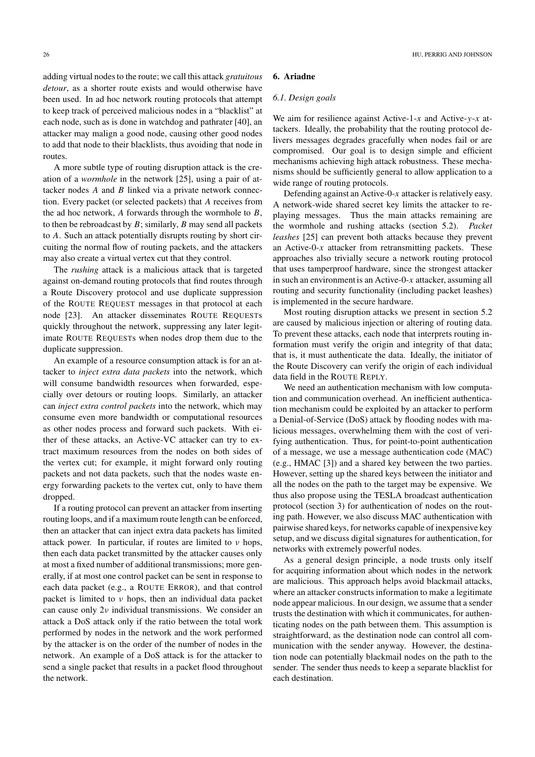adding virtual nodes to the route; we call this attack *gratuitous detour*, as a shorter route exists and would otherwise have been used. In ad hoc network routing protocols that attempt to keep track of perceived malicious nodes in a "blacklist" at each node, such as is done in watchdog and pathrater [40], an attacker may malign a good node, causing other good nodes to add that node to their blacklists, thus avoiding that node in routes.

A more subtle type of routing disruption attack is the creation of a *wormhole* in the network [25], using a pair of attacker nodes $A$ and $B$ linked via a private network connection. Every packet (or selected packets) that $A$ receives from the ad hoc network, $A$ forwards through the wormhole to $B$, to then be rebroadcast by $B$; similarly, $B$ may send all packets to $A$. Such an attack potentially disrupts routing by short circuiting the normal flow of routing packets, and the attackers may also create a virtual vertex cut that they control.

The *rushing* attack is a malicious attack that is targeted against on-demand routing protocols that find routes through a Route Discovery protocol and use duplicate suppression of the ROUTE REQUEST messages in that protocol at each node [23]. An attacker disseminates ROUTE REQUESTs quickly throughout the network, suppressing any later legitimate ROUTE REQUESTs when nodes drop them due to the duplicate suppression.

An example of a resource consumption attack is for an attacker to *inject extra data packets* into the network, which will consume bandwidth resources when forwarded, especially over detours or routing loops. Similarly, an attacker can *inject extra control packets* into the network, which may consume even more bandwidth or computational resources as other nodes process and forward such packets. With either of these attacks, an Active-VC attacker can try to extract maximum resources from the nodes on both sides of the vertex cut; for example, it might forward only routing packets and not data packets, such that the nodes waste energy forwarding packets to the vertex cut, only to have them dropped.

If a routing protocol can prevent an attacker from inserting routing loops, and if a maximum route length can be enforced, then an attacker that can inject extra data packets has limited attack power. In particular, if routes are limited to $\nu$ hops, then each data packet transmitted by the attacker causes only at most a fixed number of additional transmissions; more generally, if at most one control packet can be sent in response to each data packet (e.g., a ROUTE ERROR), and that control packet is limited to $\nu$ hops, then an individual data packet can cause only $2\nu$ individual transmissions. We consider an attack a DoS attack only if the ratio between the total work performed by nodes in the network and the work performed by the attacker is on the order of the number of nodes in the network. An example of a DoS attack is for the attacker to send a single packet that results in a packet flood throughout the network.

## 6. Ariadne

### 6.1. Design goals

We aim for resilience against Active-1-$x$ and Active-$y$-$x$ attackers. Ideally, the probability that the routing protocol delivers messages degrades gracefully when nodes fail or are compromised. Our goal is to design simple and efficient mechanisms achieving high attack robustness. These mechanisms should be sufficiently general to allow application to a wide range of routing protocols.

Defending against an Active-0-$x$ attacker is relatively easy. A network-wide shared secret key limits the attacker to replaying messages. Thus the main attacks remaining are the wormhole and rushing attacks (section 5.2). *Packet leashes* [25] can prevent both attacks because they prevent an Active-0-$x$ attacker from retransmitting packets. These approaches also trivially secure a network routing protocol that uses tamperproof hardware, since the strongest attacker in such an environment is an Active-0-$x$ attacker, assuming all routing and security functionality (including packet leashes) is implemented in the secure hardware.

Most routing disruption attacks we present in section 5.2 are caused by malicious injection or altering of routing data. To prevent these attacks, each node that interprets routing information must verify the origin and integrity of that data; that is, it must authenticate the data. Ideally, the initiator of the Route Discovery can verify the origin of each individual data field in the ROUTE REPLY.

We need an authentication mechanism with low computation and communication overhead. An inefficient authentication mechanism could be exploited by an attacker to perform a Denial-of-Service (DoS) attack by flooding nodes with malicious messages, overwhelming them with the cost of verifying authentication. Thus, for point-to-point authentication of a message, we use a message authentication code (MAC) (e.g., HMAC [3]) and a shared key between the two parties. However, setting up the shared keys between the initiator and all the nodes on the path to the target may be expensive. We thus also propose using the TESLA broadcast authentication protocol (section 3) for authentication of nodes on the routing path. However, we also discuss MAC authentication with pairwise shared keys, for networks capable of inexpensive key setup, and we discuss digital signatures for authentication, for networks with extremely powerful nodes.

As a general design principle, a node trusts only itself for acquiring information about which nodes in the network are malicious. This approach helps avoid blackmail attacks, where an attacker constructs information to make a legitimate node appear malicious. In our design, we assume that a sender trusts the destination with which it communicates, for authenticating nodes on the path between them. This assumption is straightforward, as the destination node can control all communication with the sender anyway. However, the destination node can potentially blackmail nodes on the path to the sender. The sender thus needs to keep a separate blacklist for each destination.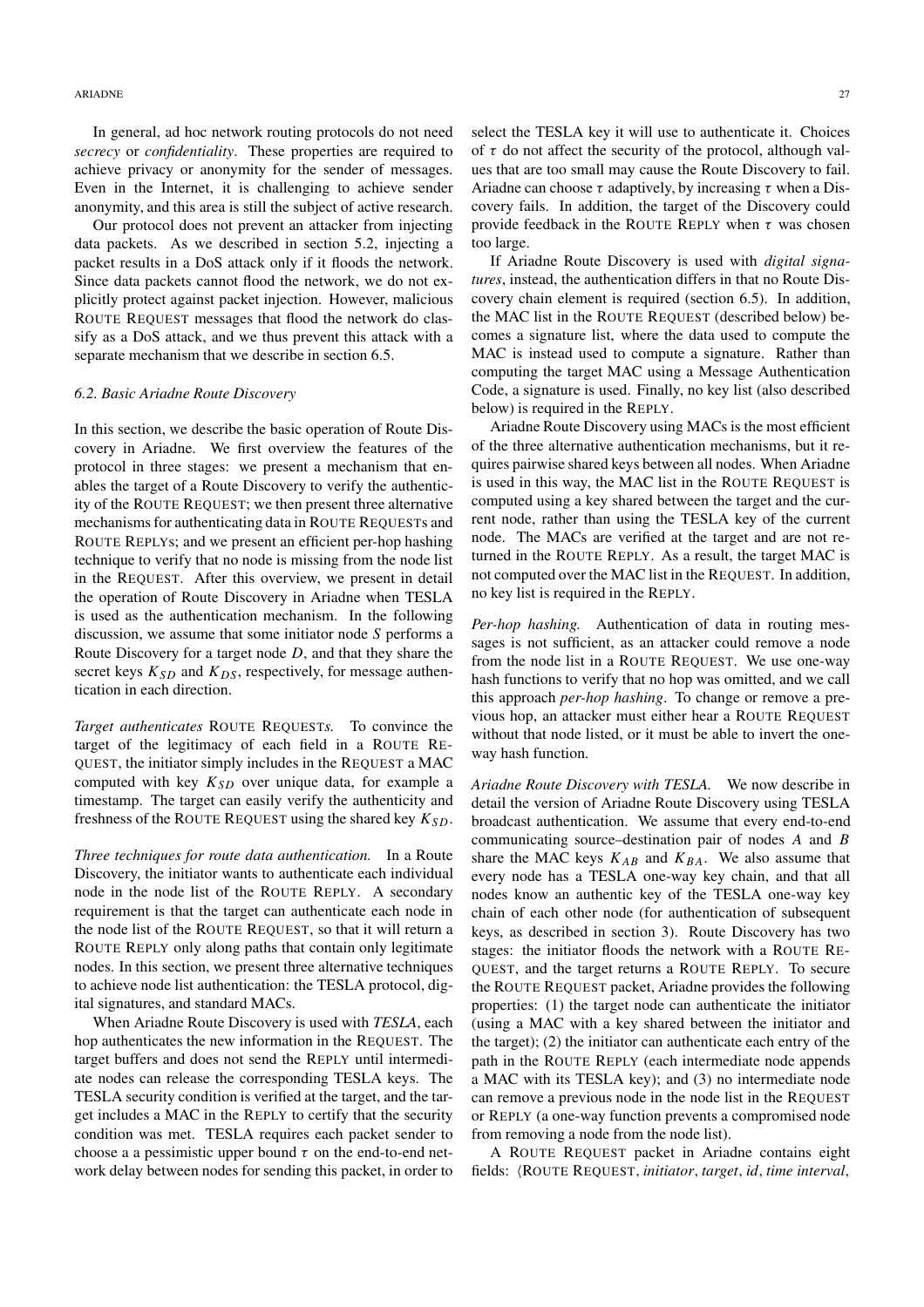In general, ad hoc network routing protocols do not need *secrecy* or *confidentiality*. These properties are required to achieve privacy or anonymity for the sender of messages. Even in the Internet, it is challenging to achieve sender anonymity, and this area is still the subject of active research.

Our protocol does not prevent an attacker from injecting data packets. As we described in section 5.2, injecting a packet results in a DoS attack only if it floods the network. Since data packets cannot flood the network, we do not explicitly protect against packet injection. However, malicious ROUTE REQUEST messages that flood the network do classify as a DoS attack, and we thus prevent this attack with a separate mechanism that we describe in section 6.5.

### *6.2. Basic Ariadne Route Discovery*

In this section, we describe the basic operation of Route Discovery in Ariadne. We first overview the features of the protocol in three stages: we present a mechanism that enables the target of a Route Discovery to verify the authenticity of the ROUTE REQUEST; we then present three alternative mechanisms for authenticating data in ROUTE REQUESTs and ROUTE REPLYs; and we present an efficient per-hop hashing technique to verify that no node is missing from the node list in the REQUEST. After this overview, we present in detail the operation of Route Discovery in Ariadne when TESLA is used as the authentication mechanism. In the following discussion, we assume that some initiator node $S$ performs a Route Discovery for a target node $D$, and that they share the secret keys $K_{SD}$ and $K_{DS}$, respectively, for message authentication in each direction.

*Target authenticates* ROUTE REQUEST*s.* To convince the target of the legitimacy of each field in a ROUTE REQUEST, the initiator simply includes in the REQUEST a MAC computed with key $K_{SD}$ over unique data, for example a timestamp. The target can easily verify the authenticity and freshness of the ROUTE REQUEST using the shared key $K_{SD}$.

*Three techniques for route data authentication.* In a Route Discovery, the initiator wants to authenticate each individual node in the node list of the ROUTE REPLY. A secondary requirement is that the target can authenticate each node in the node list of the ROUTE REQUEST, so that it will return a ROUTE REPLY only along paths that contain only legitimate nodes. In this section, we present three alternative techniques to achieve node list authentication: the TESLA protocol, digital signatures, and standard MACs.

When Ariadne Route Discovery is used with *TESLA*, each hop authenticates the new information in the REQUEST. The target buffers and does not send the REPLY until intermediate nodes can release the corresponding TESLA keys. The TESLA security condition is verified at the target, and the target includes a MAC in the REPLY to certify that the security condition was met. TESLA requires each packet sender to choose a a pessimistic upper bound $\tau$ on the end-to-end network delay between nodes for sending this packet, in order to select the TESLA key it will use to authenticate it. Choices of $\tau$ do not affect the security of the protocol, although values that are too small may cause the Route Discovery to fail. Ariadne can choose $\tau$ adaptively, by increasing $\tau$ when a Discovery fails. In addition, the target of the Discovery could provide feedback in the ROUTE REPLY when $\tau$ was chosen too large.

If Ariadne Route Discovery is used with *digital signatures*, instead, the authentication differs in that no Route Discovery chain element is required (section 6.5). In addition, the MAC list in the ROUTE REQUEST (described below) becomes a signature list, where the data used to compute the MAC is instead used to compute a signature. Rather than computing the target MAC using a Message Authentication Code, a signature is used. Finally, no key list (also described below) is required in the REPLY.

Ariadne Route Discovery using MACs is the most efficient of the three alternative authentication mechanisms, but it requires pairwise shared keys between all nodes. When Ariadne is used in this way, the MAC list in the ROUTE REQUEST is computed using a key shared between the target and the current node, rather than using the TESLA key of the current node. The MACs are verified at the target and are not returned in the ROUTE REPLY. As a result, the target MAC is not computed over the MAC list in the REQUEST. In addition, no key list is required in the REPLY.

*Per-hop hashing.* Authentication of data in routing messages is not sufficient, as an attacker could remove a node from the node list in a ROUTE REQUEST. We use one-way hash functions to verify that no hop was omitted, and we call this approach *per-hop hashing*. To change or remove a previous hop, an attacker must either hear a ROUTE REQUEST without that node listed, or it must be able to invert the one-way hash function.

*Ariadne Route Discovery with TESLA.* We now describe in detail the version of Ariadne Route Discovery using TESLA broadcast authentication. We assume that every end-to-end communicating source–destination pair of nodes $A$ and $B$ share the MAC keys $K_{AB}$ and $K_{BA}$. We also assume that every node has a TESLA one-way key chain, and that all nodes know an authentic key of the TESLA one-way key chain of each other node (for authentication of subsequent keys, as described in section 3). Route Discovery has two stages: the initiator floods the network with a ROUTE REQUEST, and the target returns a ROUTE REPLY. To secure the ROUTE REQUEST packet, Ariadne provides the following properties: (1) the target node can authenticate the initiator (using a MAC with a key shared between the initiator and the target); (2) the initiator can authenticate each entry of the path in the ROUTE REPLY (each intermediate node appends a MAC with its TESLA key); and (3) no intermediate node can remove a previous node in the node list in the REQUEST or REPLY (a one-way function prevents a compromised node from removing a node from the node list).

A ROUTE REQUEST packet in Ariadne contains eight fields: ⟨ROUTE REQUEST, *initiator*, *target*, *id*, *time interval*,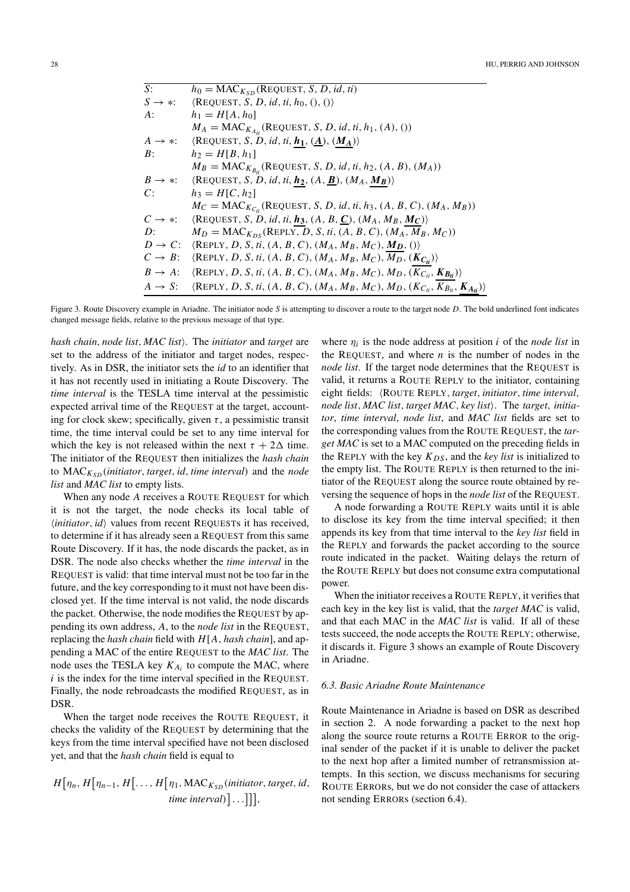| | |
|---|---|
| $S$: | $h_0 = \text{MAC}_{K_{SD}}(\text{REQUEST}, S, D, id, ti)$ |
| $S \to *$: | $\langle \text{REQUEST}, S, D, id, ti, h_0, (), () \rangle$ |
| $A$: | $h_1 = H[A, h_0]$ |
| | $M_A = \text{MAC}_{K_{A_{ti}}}(\text{REQUEST}, S, D, id, ti, h_1, (A), ())$ |
| $A \to *$: | $\langle \text{REQUEST}, S, D, id, ti, \underline{\boldsymbol{h_1}}, (\underline{\boldsymbol{A}}), (\underline{\boldsymbol{M_A}}) \rangle$ |
| $B$: | $h_2 = H[B, h_1]$ |
| | $M_B = \text{MAC}_{K_{B_{ti}}}(\text{REQUEST}, S, D, id, ti, h_2, (A, B), (M_A))$ |
| $B \to *$: | $\langle \text{REQUEST}, S, D, id, ti, \underline{\boldsymbol{h_2}}, (A, \underline{\boldsymbol{B}}), (M_A, \underline{\boldsymbol{M_B}}) \rangle$ |
| $C$: | $h_3 = H[C, h_2]$ |
| | $M_C = \text{MAC}_{K_{C_{ti}}}(\text{REQUEST}, S, D, id, ti, h_3, (A, B, C), (M_A, M_B))$ |
| $C \to *$: | $\langle \text{REQUEST}, S, D, id, ti, \underline{\boldsymbol{h_3}}, (A, B, \underline{\boldsymbol{C}}), (M_A, M_B, \underline{\boldsymbol{M_C}}) \rangle$ |
| $D$: | $M_D = \text{MAC}_{K_{DS}}(\text{REPLY}, D, S, ti, (A, B, C), (M_A, M_B, M_C))$ |
| $D \to C$: | $\langle \text{REPLY}, D, S, ti, (A, B, C), (M_A, M_B, M_C), \underline{\boldsymbol{M_D}}, () \rangle$ |
| $C \to B$: | $\langle \text{REPLY}, D, S, ti, (A, B, C), (M_A, M_B, M_C), M_D, (\underline{\boldsymbol{K_{C_{ti}}}}) \rangle$ |
| $B \to A$: | $\langle \text{REPLY}, D, S, ti, (A, B, C), (M_A, M_B, M_C), M_D, (K_{C_{ti}}, \underline{\boldsymbol{K_{B_{ti}}}}) \rangle$ |
| $A \to S$: | $\langle \text{REPLY}, D, S, ti, (A, B, C), (M_A, M_B, M_C), M_D, (K_{C_{ti}}, K_{B_{ti}}, \underline{\boldsymbol{K_{A_{ti}}}}) \rangle$ |

Figure 3. Route Discovery example in Ariadne. The initiator node $S$ is attempting to discover a route to the target node $D$. The bold underlined font indicates changed message fields, relative to the previous message of that type.

*hash chain*, *node list*, *MAC list*⟩. The *initiator* and *target* are set to the address of the initiator and target nodes, respectively. As in DSR, the initiator sets the *id* to an identifier that it has not recently used in initiating a Route Discovery. The *time interval* is the TESLA time interval at the pessimistic expected arrival time of the REQUEST at the target, accounting for clock skew; specifically, given $\tau$, a pessimistic transit time, the time interval could be set to any time interval for which the key is not released within the next $\tau + 2\Delta$ time. The initiator of the REQUEST then initializes the *hash chain* to $\text{MAC}_{K_{SD}}(\textit{initiator}, \textit{target}, \textit{id}, \textit{time interval})$ and the *node list* and *MAC list* to empty lists.

When any node $A$ receives a ROUTE REQUEST for which it is not the target, the node checks its local table of ⟨*initiator*, *id*⟩ values from recent REQUESTs it has received, to determine if it has already seen a REQUEST from this same Route Discovery. If it has, the node discards the packet, as in DSR. The node also checks whether the *time interval* in the REQUEST is valid: that time interval must not be too far in the future, and the key corresponding to it must not have been disclosed yet. If the time interval is not valid, the node discards the packet. Otherwise, the node modifies the REQUEST by appending its own address, $A$, to the *node list* in the REQUEST, replacing the *hash chain* field with $H[A, \textit{hash chain}]$, and appending a MAC of the entire REQUEST to the *MAC list*. The node uses the TESLA key $K_{A_i}$ to compute the MAC, where $i$ is the index for the time interval specified in the REQUEST. Finally, the node rebroadcasts the modified REQUEST, as in DSR.

When the target node receives the ROUTE REQUEST, it checks the validity of the REQUEST by determining that the keys from the time interval specified have not been disclosed yet, and that the *hash chain* field is equal to

$$H\big[\eta_n, H\big[\eta_{n-1}, H\big[\ldots, H\big[\eta_1, \text{MAC}_{K_{SD}}(\textit{initiator}, \textit{target}, \textit{id}, \textit{time interval})\big]\ldots\big]\big]\big],$$

where $\eta_i$ is the node address at position $i$ of the *node list* in the REQUEST, and where $n$ is the number of nodes in the *node list*. If the target node determines that the REQUEST is valid, it returns a ROUTE REPLY to the initiator, containing eight fields: ⟨ROUTE REPLY, *target*, *initiator*, *time interval*, *node list*, *MAC list*, *target MAC*, *key list*⟩. The *target*, *initiator*, *time interval*, *node list*, and *MAC list* fields are set to the corresponding values from the ROUTE REQUEST, the *target MAC* is set to a MAC computed on the preceding fields in the REPLY with the key $K_{DS}$, and the *key list* is initialized to the empty list. The ROUTE REPLY is then returned to the initiator of the REQUEST along the source route obtained by reversing the sequence of hops in the *node list* of the REQUEST.

A node forwarding a ROUTE REPLY waits until it is able to disclose its key from the time interval specified; it then appends its key from that time interval to the *key list* field in the REPLY and forwards the packet according to the source route indicated in the packet. Waiting delays the return of the ROUTE REPLY but does not consume extra computational power.

When the initiator receives a ROUTE REPLY, it verifies that each key in the key list is valid, that the *target MAC* is valid, and that each MAC in the *MAC list* is valid. If all of these tests succeed, the node accepts the ROUTE REPLY; otherwise, it discards it. Figure 3 shows an example of Route Discovery in Ariadne.

### 6.3. Basic Ariadne Route Maintenance

Route Maintenance in Ariadne is based on DSR as described in section 2. A node forwarding a packet to the next hop along the source route returns a ROUTE ERROR to the original sender of the packet if it is unable to deliver the packet to the next hop after a limited number of retransmission attempts. In this section, we discuss mechanisms for securing ROUTE ERRORs, but we do not consider the case of attackers not sending ERRORs (section 6.4).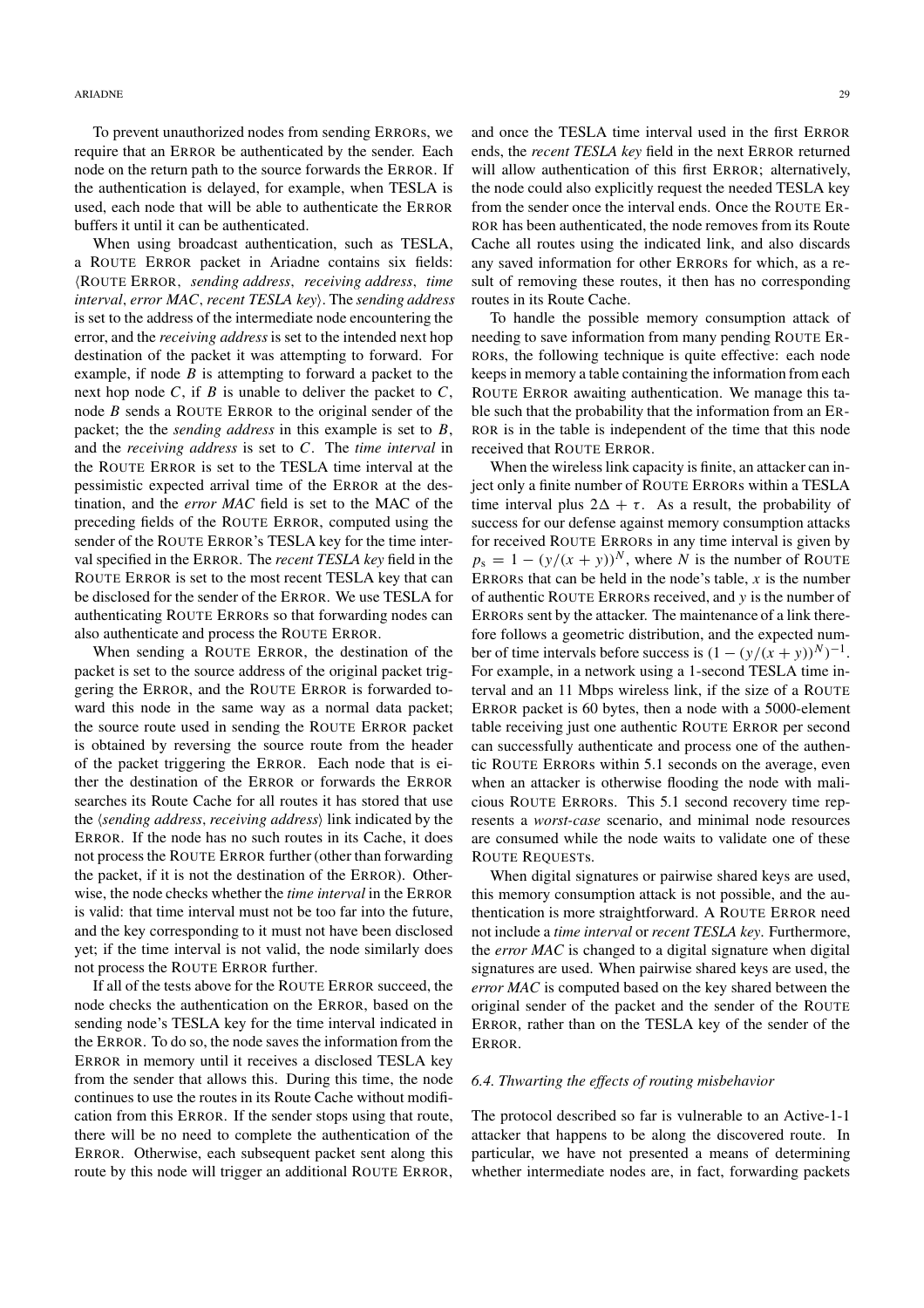To prevent unauthorized nodes from sending ERRORs, we require that an ERROR be authenticated by the sender. Each node on the return path to the source forwards the ERROR. If the authentication is delayed, for example, when TESLA is used, each node that will be able to authenticate the ERROR buffers it until it can be authenticated.

When using broadcast authentication, such as TESLA, a ROUTE ERROR packet in Ariadne contains six fields: ⟨ROUTE ERROR, *sending address*, *receiving address*, *time interval*, *error MAC*, *recent TESLA key*⟩. The *sending address* is set to the address of the intermediate node encountering the error, and the *receiving address* is set to the intended next hop destination of the packet it was attempting to forward. For example, if node $B$ is attempting to forward a packet to the next hop node $C$, if $B$ is unable to deliver the packet to $C$, node $B$ sends a ROUTE ERROR to the original sender of the packet; the the *sending address* in this example is set to $B$, and the *receiving address* is set to $C$. The *time interval* in the ROUTE ERROR is set to the TESLA time interval at the pessimistic expected arrival time of the ERROR at the destination, and the *error MAC* field is set to the MAC of the preceding fields of the ROUTE ERROR, computed using the sender of the ROUTE ERROR's TESLA key for the time interval specified in the ERROR. The *recent TESLA key* field in the ROUTE ERROR is set to the most recent TESLA key that can be disclosed for the sender of the ERROR. We use TESLA for authenticating ROUTE ERRORs so that forwarding nodes can also authenticate and process the ROUTE ERROR.

When sending a ROUTE ERROR, the destination of the packet is set to the source address of the original packet triggering the ERROR, and the ROUTE ERROR is forwarded toward this node in the same way as a normal data packet; the source route used in sending the ROUTE ERROR packet is obtained by reversing the source route from the header of the packet triggering the ERROR. Each node that is either the destination of the ERROR or forwards the ERROR searches its Route Cache for all routes it has stored that use the ⟨*sending address*, *receiving address*⟩ link indicated by the ERROR. If the node has no such routes in its Cache, it does not process the ROUTE ERROR further (other than forwarding the packet, if it is not the destination of the ERROR). Otherwise, the node checks whether the *time interval* in the ERROR is valid: that time interval must not be too far into the future, and the key corresponding to it must not have been disclosed yet; if the time interval is not valid, the node similarly does not process the ROUTE ERROR further.

If all of the tests above for the ROUTE ERROR succeed, the node checks the authentication on the ERROR, based on the sending node's TESLA key for the time interval indicated in the ERROR. To do so, the node saves the information from the ERROR in memory until it receives a disclosed TESLA key from the sender that allows this. During this time, the node continues to use the routes in its Route Cache without modification from this ERROR. If the sender stops using that route, there will be no need to complete the authentication of the ERROR. Otherwise, each subsequent packet sent along this route by this node will trigger an additional ROUTE ERROR, and once the TESLA time interval used in the first ERROR ends, the *recent TESLA key* field in the next ERROR returned will allow authentication of this first ERROR; alternatively, the node could also explicitly request the needed TESLA key from the sender once the interval ends. Once the ROUTE ERROR has been authenticated, the node removes from its Route Cache all routes using the indicated link, and also discards any saved information for other ERRORs for which, as a result of removing these routes, it then has no corresponding routes in its Route Cache.

To handle the possible memory consumption attack of needing to save information from many pending ROUTE ERRORs, the following technique is quite effective: each node keeps in memory a table containing the information from each ROUTE ERROR awaiting authentication. We manage this table such that the probability that the information from an ERROR is in the table is independent of the time that this node received that ROUTE ERROR.

When the wireless link capacity is finite, an attacker can inject only a finite number of ROUTE ERRORs within a TESLA time interval plus $2\Delta + \tau$. As a result, the probability of success for our defense against memory consumption attacks for received ROUTE ERRORs in any time interval is given by $p_s = 1 - (y/(x+y))^N$, where $N$ is the number of ROUTE ERRORs that can be held in the node's table, $x$ is the number of authentic ROUTE ERRORs received, and $y$ is the number of ERRORs sent by the attacker. The maintenance of a link therefore follows a geometric distribution, and the expected number of time intervals before success is $(1 - (y/(x+y))^N)^{-1}$. For example, in a network using a 1-second TESLA time interval and an 11 Mbps wireless link, if the size of a ROUTE ERROR packet is 60 bytes, then a node with a 5000-element table receiving just one authentic ROUTE ERROR per second can successfully authenticate and process one of the authentic ROUTE ERRORs within 5.1 seconds on the average, even when an attacker is otherwise flooding the node with malicious ROUTE ERRORs. This 5.1 second recovery time represents a *worst-case* scenario, and minimal node resources are consumed while the node waits to validate one of these ROUTE REQUESTs.

When digital signatures or pairwise shared keys are used, this memory consumption attack is not possible, and the authentication is more straightforward. A ROUTE ERROR need not include a *time interval* or *recent TESLA key*. Furthermore, the *error MAC* is changed to a digital signature when digital signatures are used. When pairwise shared keys are used, the *error MAC* is computed based on the key shared between the original sender of the packet and the sender of the ROUTE ERROR, rather than on the TESLA key of the sender of the ERROR.

### *6.4. Thwarting the effects of routing misbehavior*

The protocol described so far is vulnerable to an Active-1-1 attacker that happens to be along the discovered route. In particular, we have not presented a means of determining whether intermediate nodes are, in fact, forwarding packets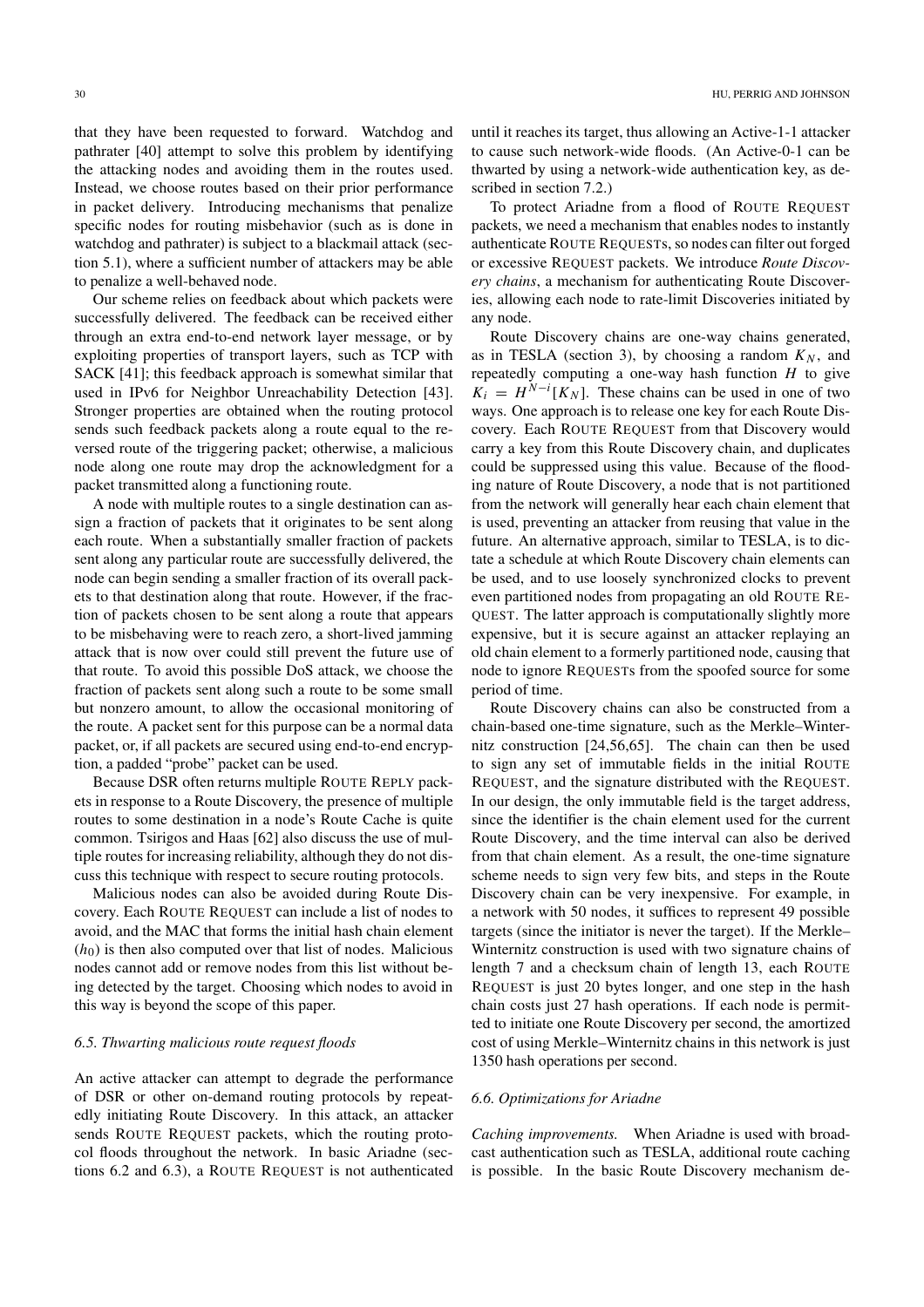that they have been requested to forward. Watchdog and pathrater [40] attempt to solve this problem by identifying the attacking nodes and avoiding them in the routes used. Instead, we choose routes based on their prior performance in packet delivery. Introducing mechanisms that penalize specific nodes for routing misbehavior (such as is done in watchdog and pathrater) is subject to a blackmail attack (section 5.1), where a sufficient number of attackers may be able to penalize a well-behaved node.

Our scheme relies on feedback about which packets were successfully delivered. The feedback can be received either through an extra end-to-end network layer message, or by exploiting properties of transport layers, such as TCP with SACK [41]; this feedback approach is somewhat similar that used in IPv6 for Neighbor Unreachability Detection [43]. Stronger properties are obtained when the routing protocol sends such feedback packets along a route equal to the reversed route of the triggering packet; otherwise, a malicious node along one route may drop the acknowledgment for a packet transmitted along a functioning route.

A node with multiple routes to a single destination can assign a fraction of packets that it originates to be sent along each route. When a substantially smaller fraction of packets sent along any particular route are successfully delivered, the node can begin sending a smaller fraction of its overall packets to that destination along that route. However, if the fraction of packets chosen to be sent along a route that appears to be misbehaving were to reach zero, a short-lived jamming attack that is now over could still prevent the future use of that route. To avoid this possible DoS attack, we choose the fraction of packets sent along such a route to be some small but nonzero amount, to allow the occasional monitoring of the route. A packet sent for this purpose can be a normal data packet, or, if all packets are secured using end-to-end encryption, a padded "probe" packet can be used.

Because DSR often returns multiple ROUTE REPLY packets in response to a Route Discovery, the presence of multiple routes to some destination in a node's Route Cache is quite common. Tsirigos and Haas [62] also discuss the use of multiple routes for increasing reliability, although they do not discuss this technique with respect to secure routing protocols.

Malicious nodes can also be avoided during Route Discovery. Each ROUTE REQUEST can include a list of nodes to avoid, and the MAC that forms the initial hash chain element ($h_0$) is then also computed over that list of nodes. Malicious nodes cannot add or remove nodes from this list without being detected by the target. Choosing which nodes to avoid in this way is beyond the scope of this paper.

### *6.5. Thwarting malicious route request floods*

An active attacker can attempt to degrade the performance of DSR or other on-demand routing protocols by repeatedly initiating Route Discovery. In this attack, an attacker sends ROUTE REQUEST packets, which the routing protocol floods throughout the network. In basic Ariadne (sections 6.2 and 6.3), a ROUTE REQUEST is not authenticated until it reaches its target, thus allowing an Active-1-1 attacker to cause such network-wide floods. (An Active-0-1 can be thwarted by using a network-wide authentication key, as described in section 7.2.)

To protect Ariadne from a flood of ROUTE REQUEST packets, we need a mechanism that enables nodes to instantly authenticate ROUTE REQUESTs, so nodes can filter out forged or excessive REQUEST packets. We introduce *Route Discovery chains*, a mechanism for authenticating Route Discoveries, allowing each node to rate-limit Discoveries initiated by any node.

Route Discovery chains are one-way chains generated, as in TESLA (section 3), by choosing a random $K_N$, and repeatedly computing a one-way hash function $H$ to give $K_i = H^{N-i}[K_N]$. These chains can be used in one of two ways. One approach is to release one key for each Route Discovery. Each ROUTE REQUEST from that Discovery would carry a key from this Route Discovery chain, and duplicates could be suppressed using this value. Because of the flooding nature of Route Discovery, a node that is not partitioned from the network will generally hear each chain element that is used, preventing an attacker from reusing that value in the future. An alternative approach, similar to TESLA, is to dictate a schedule at which Route Discovery chain elements can be used, and to use loosely synchronized clocks to prevent even partitioned nodes from propagating an old ROUTE REQUEST. The latter approach is computationally slightly more expensive, but it is secure against an attacker replaying an old chain element to a formerly partitioned node, causing that node to ignore REQUESTs from the spoofed source for some period of time.

Route Discovery chains can also be constructed from a chain-based one-time signature, such as the Merkle–Winternitz construction [24,56,65]. The chain can then be used to sign any set of immutable fields in the initial ROUTE REQUEST, and the signature distributed with the REQUEST. In our design, the only immutable field is the target address, since the identifier is the chain element used for the current Route Discovery, and the time interval can also be derived from that chain element. As a result, the one-time signature scheme needs to sign very few bits, and steps in the Route Discovery chain can be very inexpensive. For example, in a network with 50 nodes, it suffices to represent 49 possible targets (since the initiator is never the target). If the Merkle–Winternitz construction is used with two signature chains of length 7 and a checksum chain of length 13, each ROUTE REQUEST is just 20 bytes longer, and one step in the hash chain costs just 27 hash operations. If each node is permitted to initiate one Route Discovery per second, the amortized cost of using Merkle–Winternitz chains in this network is just 1350 hash operations per second.

### *6.6. Optimizations for Ariadne*

*Caching improvements.* When Ariadne is used with broadcast authentication such as TESLA, additional route caching is possible. In the basic Route Discovery mechanism de-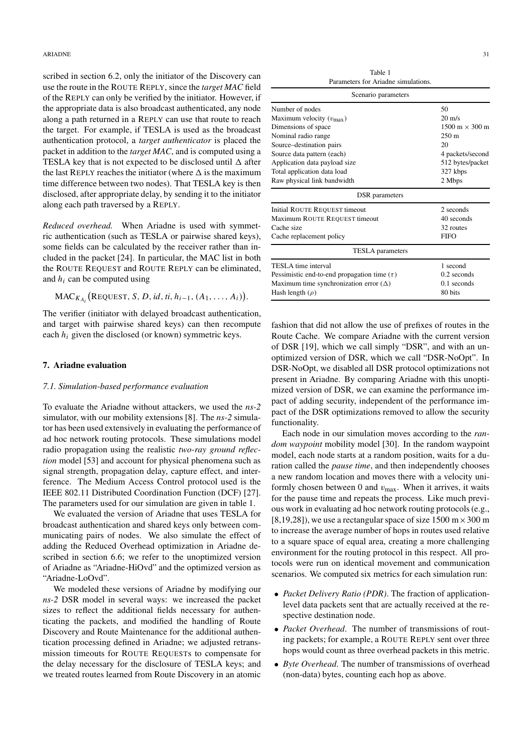scribed in section 6.2, only the initiator of the Discovery can use the route in the ROUTE REPLY, since the *target MAC* field of the REPLY can only be verified by the initiator. However, if the appropriate data is also broadcast authenticated, any node along a path returned in a REPLY can use that route to reach the target. For example, if TESLA is used as the broadcast authentication protocol, a *target authenticator* is placed the packet in addition to the *target MAC*, and is computed using a TESLA key that is not expected to be disclosed until $\Delta$ after the last REPLY reaches the initiator (where $\Delta$ is the maximum time difference between two nodes). That TESLA key is then disclosed, after appropriate delay, by sending it to the initiator along each path traversed by a REPLY.

*Reduced overhead.* When Ariadne is used with symmetric authentication (such as TESLA or pairwise shared keys), some fields can be calculated by the receiver rather than included in the packet [24]. In particular, the MAC list in both the ROUTE REQUEST and ROUTE REPLY can be eliminated, and $h_i$ can be computed using

$$\mathrm{MAC}_{K_{A_i}}\big(\text{REQUEST}, S, D, id, ti, h_{i-1}, (A_1, \dots, A_i)\big).$$

The verifier (initiator with delayed broadcast authentication and target with pairwise shared keys) can then recompute each $h_i$ given the disclosed (or known) symmetric keys.

## 7. Ariadne evaluation

### 7.1. Simulation-based performance evaluation

To evaluate the Ariadne without attackers, we used the *ns-2* simulator, with our mobility extensions [8]. The *ns-2* simulator has been used extensively in evaluating the performance of ad hoc network routing protocols. These simulations model radio propagation using the realistic *two-ray ground reflection* model [53] and account for physical phenomena such as signal strength, propagation delay, capture effect, and interference. The Medium Access Control protocol used is the IEEE 802.11 Distributed Coordination Function (DCF) [27]. The parameters used for our simulation are given in table 1.

We evaluated the version of Ariadne that uses TESLA for broadcast authentication and shared keys only between communicating pairs of nodes. We also simulate the effect of adding the Reduced Overhead optimization in Ariadne described in section 6.6; we refer to the unoptimized version of Ariadne as "Ariadne-HiOvd" and the optimized version as "Ariadne-LoOvd".

We modeled these versions of Ariadne by modifying our *ns-2* DSR model in several ways: we increased the packet sizes to reflect the additional fields necessary for authenticating the packets, and modified the handling of Route Discovery and Route Maintenance for the additional authentication processing defined in Ariadne; we adjusted retransmission timeouts for ROUTE REQUESTs to compensate for the delay necessary for the disclosure of TESLA keys; and we treated routes learned from Route Discovery in an atomic fashion that did not allow the use of prefixes of routes in the Route Cache. We compare Ariadne with the current version of DSR [19], which we call simply "DSR", and with an unoptimized version of DSR, which we call "DSR-NoOpt". In DSR-NoOpt, we disabled all DSR protocol optimizations not present in Ariadne. By comparing Ariadne with this unoptimized version of DSR, we can examine the performance impact of adding security, independent of the performance impact of the DSR optimizations removed to allow the security functionality.

Table 1
Parameters for Ariadne simulations.

| Scenario parameters | |
|---|---|
| Number of nodes | 50 |
| Maximum velocity ($v_{\max}$) | 20 m/s |
| Dimensions of space | 1500 m × 300 m |
| Nominal radio range | 250 m |
| Source–destination pairs | 20 |
| Source data pattern (each) | 4 packets/second |
| Application data payload size | 512 bytes/packet |
| Total application data load | 327 kbps |
| Raw physical link bandwidth | 2 Mbps |
| **DSR parameters** | |
| Initial ROUTE REQUEST timeout | 2 seconds |
| Maximum ROUTE REQUEST timeout | 40 seconds |
| Cache size | 32 routes |
| Cache replacement policy | FIFO |
| **TESLA parameters** | |
| TESLA time interval | 1 second |
| Pessimistic end-to-end propagation time ($\tau$) | 0.2 seconds |
| Maximum time synchronization error ($\Delta$) | 0.1 seconds |
| Hash length ($\rho$) | 80 bits |

Each node in our simulation moves according to the *random waypoint* mobility model [30]. In the random waypoint model, each node starts at a random position, waits for a duration called the *pause time*, and then independently chooses a new random location and moves there with a velocity uniformly chosen between 0 and $v_{\max}$. When it arrives, it waits for the pause time and repeats the process. Like much previous work in evaluating ad hoc network routing protocols (e.g., [8,19,28]), we use a rectangular space of size 1500 m × 300 m to increase the average number of hops in routes used relative to a square space of equal area, creating a more challenging environment for the routing protocol in this respect. All protocols were run on identical movement and communication scenarios. We computed six metrics for each simulation run:

- *Packet Delivery Ratio (PDR)*. The fraction of application-level data packets sent that are actually received at the respective destination node.
- *Packet Overhead*. The number of transmissions of routing packets; for example, a ROUTE REPLY sent over three hops would count as three overhead packets in this metric.
- *Byte Overhead*. The number of transmissions of overhead (non-data) bytes, counting each hop as above.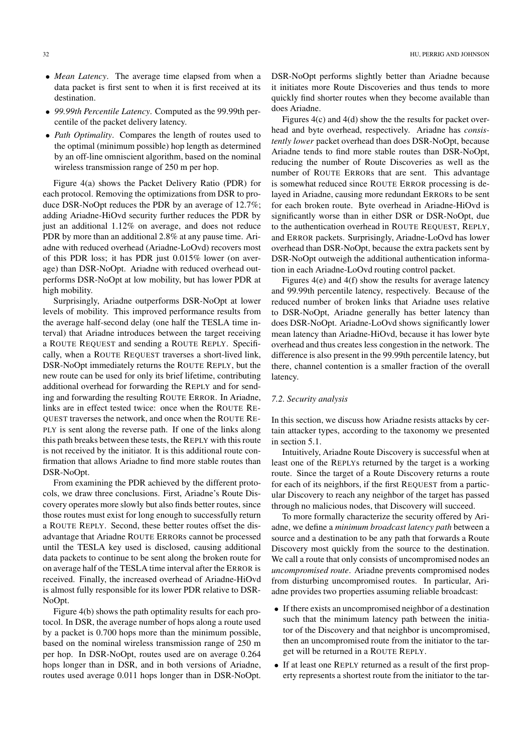- *Mean Latency*. The average time elapsed from when a data packet is first sent to when it is first received at its destination.
- *99.99th Percentile Latency*. Computed as the 99.99th percentile of the packet delivery latency.
- *Path Optimality*. Compares the length of routes used to the optimal (minimum possible) hop length as determined by an off-line omniscient algorithm, based on the nominal wireless transmission range of 250 m per hop.

Figure 4(a) shows the Packet Delivery Ratio (PDR) for each protocol. Removing the optimizations from DSR to produce DSR-NoOpt reduces the PDR by an average of 12.7%; adding Ariadne-HiOvd security further reduces the PDR by just an additional 1.12% on average, and does not reduce PDR by more than an additional 2.8% at any pause time. Ariadne with reduced overhead (Ariadne-LoOvd) recovers most of this PDR loss; it has PDR just 0.015% lower (on average) than DSR-NoOpt. Ariadne with reduced overhead outperforms DSR-NoOpt at low mobility, but has lower PDR at high mobility.

Surprisingly, Ariadne outperforms DSR-NoOpt at lower levels of mobility. This improved performance results from the average half-second delay (one half the TESLA time interval) that Ariadne introduces between the target receiving a ROUTE REQUEST and sending a ROUTE REPLY. Specifically, when a ROUTE REQUEST traverses a short-lived link, DSR-NoOpt immediately returns the ROUTE REPLY, but the new route can be used for only its brief lifetime, contributing additional overhead for forwarding the REPLY and for sending and forwarding the resulting ROUTE ERROR. In Ariadne, links are in effect tested twice: once when the ROUTE REQUEST traverses the network, and once when the ROUTE REPLY is sent along the reverse path. If one of the links along this path breaks between these tests, the REPLY with this route is not received by the initiator. It is this additional route confirmation that allows Ariadne to find more stable routes than DSR-NoOpt.

From examining the PDR achieved by the different protocols, we draw three conclusions. First, Ariadne's Route Discovery operates more slowly but also finds better routes, since those routes must exist for long enough to successfully return a ROUTE REPLY. Second, these better routes offset the disadvantage that Ariadne ROUTE ERRORs cannot be processed until the TESLA key used is disclosed, causing additional data packets to continue to be sent along the broken route for on average half of the TESLA time interval after the ERROR is received. Finally, the increased overhead of Ariadne-HiOvd is almost fully responsible for its lower PDR relative to DSR-NoOpt.

Figure 4(b) shows the path optimality results for each protocol. In DSR, the average number of hops along a route used by a packet is 0.700 hops more than the minimum possible, based on the nominal wireless transmission range of 250 m per hop. In DSR-NoOpt, routes used are on average 0.264 hops longer than in DSR, and in both versions of Ariadne, routes used average 0.011 hops longer than in DSR-NoOpt. DSR-NoOpt performs slightly better than Ariadne because it initiates more Route Discoveries and thus tends to more quickly find shorter routes when they become available than does Ariadne.

Figures 4(c) and 4(d) show the the results for packet overhead and byte overhead, respectively. Ariadne has *consistently lower* packet overhead than does DSR-NoOpt, because Ariadne tends to find more stable routes than DSR-NoOpt, reducing the number of Route Discoveries as well as the number of ROUTE ERRORs that are sent. This advantage is somewhat reduced since ROUTE ERROR processing is delayed in Ariadne, causing more redundant ERRORs to be sent for each broken route. Byte overhead in Ariadne-HiOvd is significantly worse than in either DSR or DSR-NoOpt, due to the authentication overhead in ROUTE REQUEST, REPLY, and ERROR packets. Surprisingly, Ariadne-LoOvd has lower overhead than DSR-NoOpt, because the extra packets sent by DSR-NoOpt outweigh the additional authentication information in each Ariadne-LoOvd routing control packet.

Figures 4(e) and 4(f) show the results for average latency and 99.99th percentile latency, respectively. Because of the reduced number of broken links that Ariadne uses relative to DSR-NoOpt, Ariadne generally has better latency than does DSR-NoOpt. Ariadne-LoOvd shows significantly lower mean latency than Ariadne-HiOvd, because it has lower byte overhead and thus creates less congestion in the network. The difference is also present in the 99.99th percentile latency, but there, channel contention is a smaller fraction of the overall latency.

### 7.2. Security analysis

In this section, we discuss how Ariadne resists attacks by certain attacker types, according to the taxonomy we presented in section 5.1.

Intuitively, Ariadne Route Discovery is successful when at least one of the REPLYs returned by the target is a working route. Since the target of a Route Discovery returns a route for each of its neighbors, if the first REQUEST from a particular Discovery to reach any neighbor of the target has passed through no malicious nodes, that Discovery will succeed.

To more formally characterize the security offered by Ariadne, we define a *minimum broadcast latency path* between a source and a destination to be any path that forwards a Route Discovery most quickly from the source to the destination. We call a route that only consists of uncompromised nodes an *uncompromised route*. Ariadne prevents compromised nodes from disturbing uncompromised routes. In particular, Ariadne provides two properties assuming reliable broadcast:

- If there exists an uncompromised neighbor of a destination such that the minimum latency path between the initiator of the Discovery and that neighbor is uncompromised, then an uncompromised route from the initiator to the target will be returned in a ROUTE REPLY.
- If at least one REPLY returned as a result of the first property represents a shortest route from the initiator to the tar-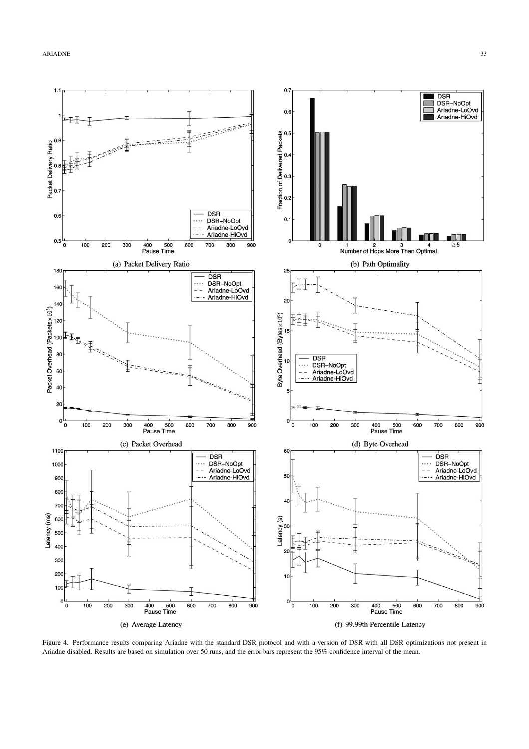(a) Packet Delivery Ratio

(b) Path Optimality

(c) Packet Overhead

(d) Byte Overhead

(e) Average Latency

(f) 99.99th Percentile Latency

Figure 4. Performance results comparing Ariadne with the standard DSR protocol and with a version of DSR with all DSR optimizations not present in Ariadne disabled. Results are based on simulation over 50 runs, and the error bars represent the 95% confidence interval of the mean.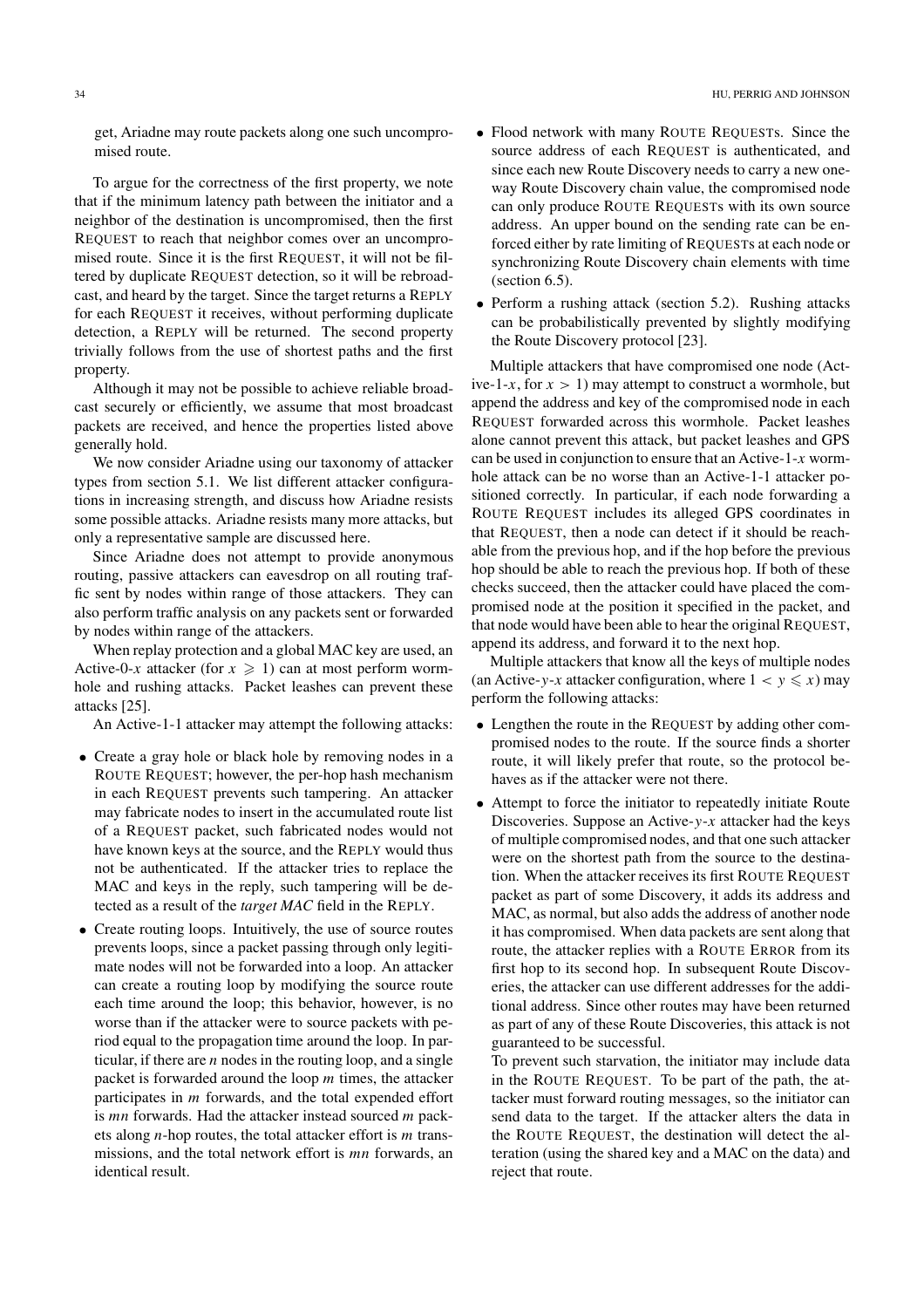get, Ariadne may route packets along one such uncompromised route.

To argue for the correctness of the first property, we note that if the minimum latency path between the initiator and a neighbor of the destination is uncompromised, then the first REQUEST to reach that neighbor comes over an uncompromised route. Since it is the first REQUEST, it will not be filtered by duplicate REQUEST detection, so it will be rebroadcast, and heard by the target. Since the target returns a REPLY for each REQUEST it receives, without performing duplicate detection, a REPLY will be returned. The second property trivially follows from the use of shortest paths and the first property.

Although it may not be possible to achieve reliable broadcast securely or efficiently, we assume that most broadcast packets are received, and hence the properties listed above generally hold.

We now consider Ariadne using our taxonomy of attacker types from section 5.1. We list different attacker configurations in increasing strength, and discuss how Ariadne resists some possible attacks. Ariadne resists many more attacks, but only a representative sample are discussed here.

Since Ariadne does not attempt to provide anonymous routing, passive attackers can eavesdrop on all routing traffic sent by nodes within range of those attackers. They can also perform traffic analysis on any packets sent or forwarded by nodes within range of the attackers.

When replay protection and a global MAC key are used, an Active-0-$x$ attacker (for $x \geqslant 1$) can at most perform wormhole and rushing attacks. Packet leashes can prevent these attacks [25].

An Active-1-1 attacker may attempt the following attacks:

- Create a gray hole or black hole by removing nodes in a ROUTE REQUEST; however, the per-hop hash mechanism in each REQUEST prevents such tampering. An attacker may fabricate nodes to insert in the accumulated route list of a REQUEST packet, such fabricated nodes would not have known keys at the source, and the REPLY would thus not be authenticated. If the attacker tries to replace the MAC and keys in the reply, such tampering will be detected as a result of the *target MAC* field in the REPLY.
- Create routing loops. Intuitively, the use of source routes prevents loops, since a packet passing through only legitimate nodes will not be forwarded into a loop. An attacker can create a routing loop by modifying the source route each time around the loop; this behavior, however, is no worse than if the attacker were to source packets with period equal to the propagation time around the loop. In particular, if there are $n$ nodes in the routing loop, and a single packet is forwarded around the loop $m$ times, the attacker participates in $m$ forwards, and the total expended effort is $mn$ forwards. Had the attacker instead sourced $m$ packets along $n$-hop routes, the total attacker effort is $m$ transmissions, and the total network effort is $mn$ forwards, an identical result.
- Flood network with many ROUTE REQUESTs. Since the source address of each REQUEST is authenticated, and since each new Route Discovery needs to carry a new one-way Route Discovery chain value, the compromised node can only produce ROUTE REQUESTs with its own source address. An upper bound on the sending rate can be enforced either by rate limiting of REQUESTs at each node or synchronizing Route Discovery chain elements with time (section 6.5).
- Perform a rushing attack (section 5.2). Rushing attacks can be probabilistically prevented by slightly modifying the Route Discovery protocol [23].

Multiple attackers that have compromised one node (Active-1-$x$, for $x > 1$) may attempt to construct a wormhole, but append the address and key of the compromised node in each REQUEST forwarded across this wormhole. Packet leashes alone cannot prevent this attack, but packet leashes and GPS can be used in conjunction to ensure that an Active-1-$x$ wormhole attack can be no worse than an Active-1-1 attacker positioned correctly. In particular, if each node forwarding a ROUTE REQUEST includes its alleged GPS coordinates in that REQUEST, then a node can detect if it should be reachable from the previous hop, and if the hop before the previous hop should be able to reach the previous hop. If both of these checks succeed, then the attacker could have placed the compromised node at the position it specified in the packet, and that node would have been able to hear the original REQUEST, append its address, and forward it to the next hop.

Multiple attackers that know all the keys of multiple nodes (an Active-$y$-$x$ attacker configuration, where $1 < y \leqslant x$) may perform the following attacks:

- Lengthen the route in the REQUEST by adding other compromised nodes to the route. If the source finds a shorter route, it will likely prefer that route, so the protocol behaves as if the attacker were not there.
- Attempt to force the initiator to repeatedly initiate Route Discoveries. Suppose an Active-$y$-$x$ attacker had the keys of multiple compromised nodes, and that one such attacker were on the shortest path from the source to the destination. When the attacker receives its first ROUTE REQUEST packet as part of some Discovery, it adds its address and MAC, as normal, but also adds the address of another node it has compromised. When data packets are sent along that route, the attacker replies with a ROUTE ERROR from its first hop to its second hop. In subsequent Route Discoveries, the attacker can use different addresses for the additional address. Since other routes may have been returned as part of any of these Route Discoveries, this attack is not guaranteed to be successful.

  To prevent such starvation, the initiator may include data in the ROUTE REQUEST. To be part of the path, the attacker must forward routing messages, so the initiator can send data to the target. If the attacker alters the data in the ROUTE REQUEST, the destination will detect the alteration (using the shared key and a MAC on the data) and reject that route.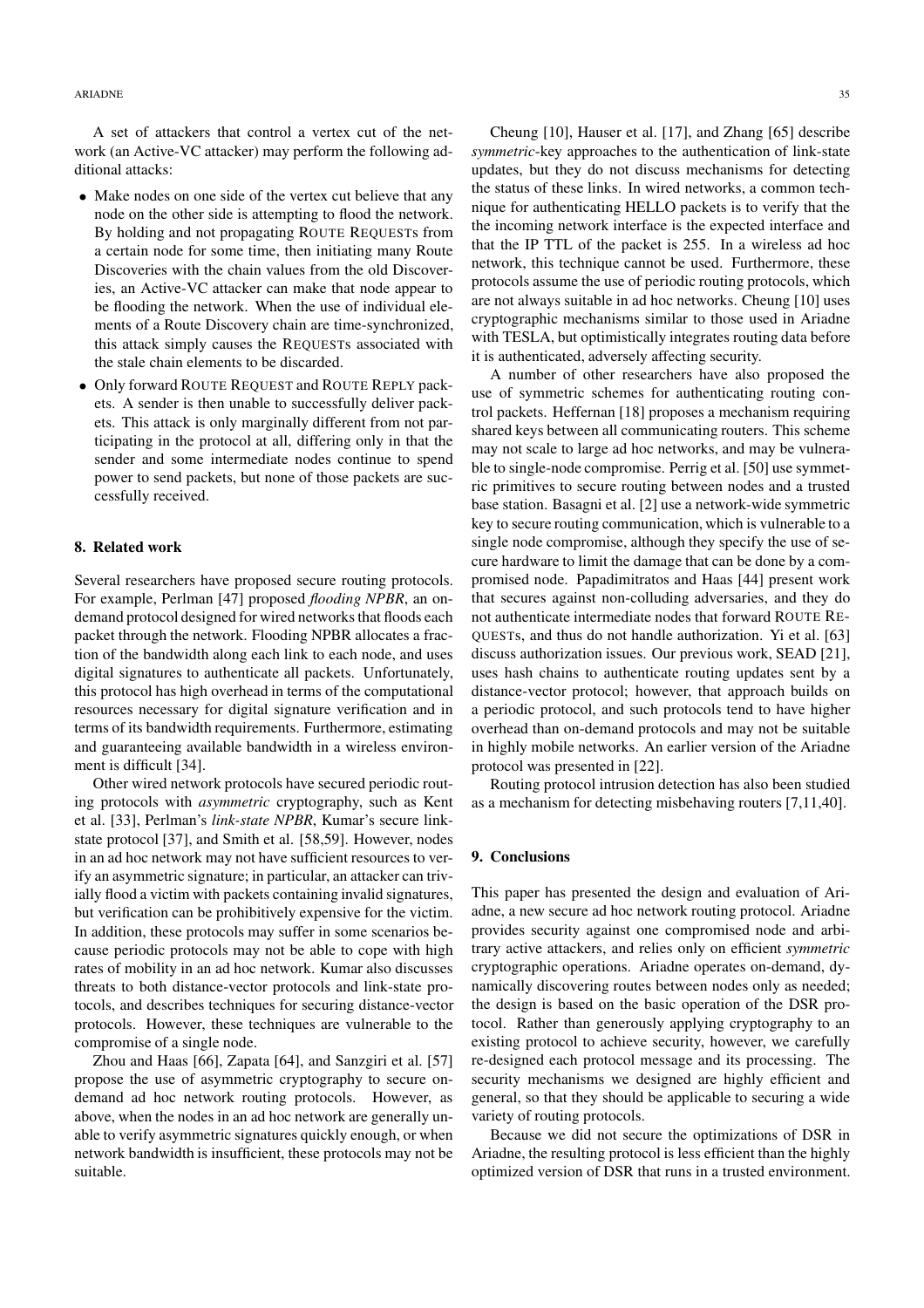A set of attackers that control a vertex cut of the network (an Active-VC attacker) may perform the following additional attacks:

- Make nodes on one side of the vertex cut believe that any node on the other side is attempting to flood the network. By holding and not propagating ROUTE REQUESTs from a certain node for some time, then initiating many Route Discoveries with the chain values from the old Discoveries, an Active-VC attacker can make that node appear to be flooding the network. When the use of individual elements of a Route Discovery chain are time-synchronized, this attack simply causes the REQUESTs associated with the stale chain elements to be discarded.
- Only forward ROUTE REQUEST and ROUTE REPLY packets. A sender is then unable to successfully deliver packets. This attack is only marginally different from not participating in the protocol at all, differing only in that the sender and some intermediate nodes continue to spend power to send packets, but none of those packets are successfully received.

## 8. Related work

Several researchers have proposed secure routing protocols. For example, Perlman [47] proposed *flooding NPBR*, an on-demand protocol designed for wired networks that floods each packet through the network. Flooding NPBR allocates a fraction of the bandwidth along each link to each node, and uses digital signatures to authenticate all packets. Unfortunately, this protocol has high overhead in terms of the computational resources necessary for digital signature verification and in terms of its bandwidth requirements. Furthermore, estimating and guaranteeing available bandwidth in a wireless environment is difficult [34].

Other wired network protocols have secured periodic routing protocols with *asymmetric* cryptography, such as Kent et al. [33], Perlman's *link-state NPBR*, Kumar's secure link-state protocol [37], and Smith et al. [58,59]. However, nodes in an ad hoc network may not have sufficient resources to verify an asymmetric signature; in particular, an attacker can trivially flood a victim with packets containing invalid signatures, but verification can be prohibitively expensive for the victim. In addition, these protocols may suffer in some scenarios because periodic protocols may not be able to cope with high rates of mobility in an ad hoc network. Kumar also discusses threats to both distance-vector protocols and link-state protocols, and describes techniques for securing distance-vector protocols. However, these techniques are vulnerable to the compromise of a single node.

Zhou and Haas [66], Zapata [64], and Sanzgiri et al. [57] propose the use of asymmetric cryptography to secure on-demand ad hoc network routing protocols. However, as above, when the nodes in an ad hoc network are generally unable to verify asymmetric signatures quickly enough, or when network bandwidth is insufficient, these protocols may not be suitable.

Cheung [10], Hauser et al. [17], and Zhang [65] describe *symmetric*-key approaches to the authentication of link-state updates, but they do not discuss mechanisms for detecting the status of these links. In wired networks, a common technique for authenticating HELLO packets is to verify that the the incoming network interface is the expected interface and that the IP TTL of the packet is 255. In a wireless ad hoc network, this technique cannot be used. Furthermore, these protocols assume the use of periodic routing protocols, which are not always suitable in ad hoc networks. Cheung [10] uses cryptographic mechanisms similar to those used in Ariadne with TESLA, but optimistically integrates routing data before it is authenticated, adversely affecting security.

A number of other researchers have also proposed the use of symmetric schemes for authenticating routing control packets. Heffernan [18] proposes a mechanism requiring shared keys between all communicating routers. This scheme may not scale to large ad hoc networks, and may be vulnerable to single-node compromise. Perrig et al. [50] use symmetric primitives to secure routing between nodes and a trusted base station. Basagni et al. [2] use a network-wide symmetric key to secure routing communication, which is vulnerable to a single node compromise, although they specify the use of secure hardware to limit the damage that can be done by a compromised node. Papadimitratos and Haas [44] present work that secures against non-colluding adversaries, and they do not authenticate intermediate nodes that forward ROUTE REQUESTs, and thus do not handle authorization. Yi et al. [63] discuss authorization issues. Our previous work, SEAD [21], uses hash chains to authenticate routing updates sent by a distance-vector protocol; however, that approach builds on a periodic protocol, and such protocols tend to have higher overhead than on-demand protocols and may not be suitable in highly mobile networks. An earlier version of the Ariadne protocol was presented in [22].

Routing protocol intrusion detection has also been studied as a mechanism for detecting misbehaving routers [7,11,40].

## 9. Conclusions

This paper has presented the design and evaluation of Ariadne, a new secure ad hoc network routing protocol. Ariadne provides security against one compromised node and arbitrary active attackers, and relies only on efficient *symmetric* cryptographic operations. Ariadne operates on-demand, dynamically discovering routes between nodes only as needed; the design is based on the basic operation of the DSR protocol. Rather than generously applying cryptography to an existing protocol to achieve security, however, we carefully re-designed each protocol message and its processing. The security mechanisms we designed are highly efficient and general, so that they should be applicable to securing a wide variety of routing protocols.

Because we did not secure the optimizations of DSR in Ariadne, the resulting protocol is less efficient than the highly optimized version of DSR that runs in a trusted environment.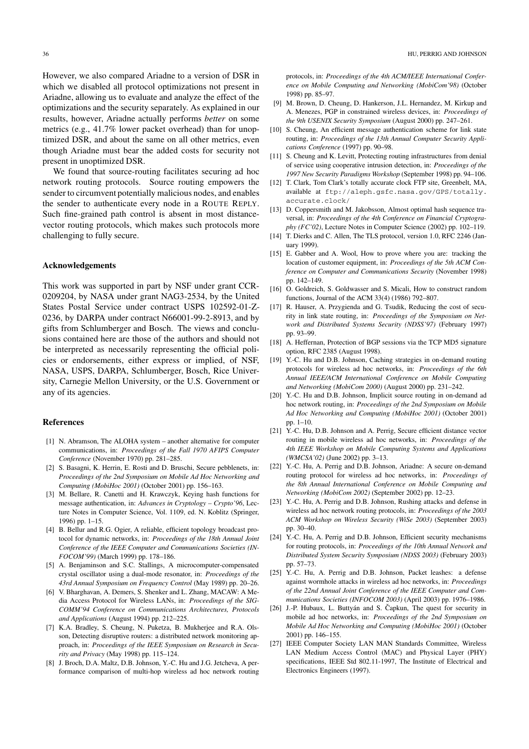However, we also compared Ariadne to a version of DSR in which we disabled all protocol optimizations not present in Ariadne, allowing us to evaluate and analyze the effect of the optimizations and the security separately. As explained in our results, however, Ariadne actually performs *better* on some metrics (e.g., 41.7% lower packet overhead) than for unoptimized DSR, and about the same on all other metrics, even though Ariadne must bear the added costs for security not present in unoptimized DSR.

We found that source-routing facilitates securing ad hoc network routing protocols. Source routing empowers the sender to circumvent potentially malicious nodes, and enables the sender to authenticate every node in a ROUTE REPLY. Such fine-grained path control is absent in most distance-vector routing protocols, which makes such protocols more challenging to fully secure.

## Acknowledgements

This work was supported in part by NSF under grant CCR-0209204, by NASA under grant NAG3-2534, by the United States Postal Service under contract USPS 102592-01-Z-0236, by DARPA under contract N66001-99-2-8913, and by gifts from Schlumberger and Bosch. The views and conclusions contained here are those of the authors and should not be interpreted as necessarily representing the official policies or endorsements, either express or implied, of NSF, NASA, USPS, DARPA, Schlumberger, Bosch, Rice University, Carnegie Mellon University, or the U.S. Government or any of its agencies.

## References

[1] N. Abramson, The ALOHA system – another alternative for computer communications, in: *Proceedings of the Fall 1970 AFIPS Computer Conference* (November 1970) pp. 281–285.

[2] S. Basagni, K. Herrin, E. Rosti and D. Bruschi, Secure pebblenets, in: *Proceedings of the 2nd Symposium on Mobile Ad Hoc Networking and Computing (MobiHoc 2001)* (October 2001) pp. 156–163.

[3] M. Bellare, R. Canetti and H. Krawczyk, Keying hash functions for message authentication, in: *Advances in Cryptology – Crypto'96*, Lecture Notes in Computer Science, Vol. 1109, ed. N. Koblitz (Springer, 1996) pp. 1–15.

[4] B. Bellur and R.G. Ogier, A reliable, efficient topology broadcast protocol for dynamic networks, in: *Proceedings of the 18th Annual Joint Conference of the IEEE Computer and Communications Societies (INFOCOM'99)* (March 1999) pp. 178–186.

[5] A. Benjaminson and S.C. Stallings, A microcomputer-compensated crystal oscillator using a dual-mode resonator, in: *Proceedings of the 43rd Annual Symposium on Frequency Control* (May 1989) pp. 20–26.

[6] V. Bharghavan, A. Demers, S. Shenker and L. Zhang, MACAW: A Media Access Protocol for Wireless LANs, in: *Proceedings of the SIGCOMM'94 Conference on Communications Architectures, Protocols and Applications* (August 1994) pp. 212–225.

[7] K.A. Bradley, S. Cheung, N. Puketza, B. Mukherjee and R.A. Olsson, Detecting disruptive routers: a distributed network monitoring approach, in: *Proceedings of the IEEE Symposium on Research in Security and Privacy* (May 1998) pp. 115–124.

[8] J. Broch, D.A. Maltz, D.B. Johnson, Y.-C. Hu and J.G. Jetcheva, A performance comparison of multi-hop wireless ad hoc network routing protocols, in: *Proceedings of the 4th ACM/IEEE International Conference on Mobile Computing and Networking (MobiCom'98)* (October 1998) pp. 85–97.

[9] M. Brown, D. Cheung, D. Hankerson, J.L. Hernandez, M. Kirkup and A. Menezes, PGP in constrained wireless devices, in: *Proceedings of the 9th USENIX Security Symposium* (August 2000) pp. 247–261.

[10] S. Cheung, An efficient message authentication scheme for link state routing, in: *Proceedings of the 13th Annual Computer Security Applications Conference* (1997) pp. 90–98.

[11] S. Cheung and K. Levitt, Protecting routing infrastructures from denial of service using cooperative intrusion detection, in: *Proceedings of the 1997 New Security Paradigms Workshop* (September 1998) pp. 94–106.

[12] T. Clark, Tom Clark's totally accurate clock FTP site, Greenbelt, MA, available at `ftp://aleph.gsfc.nasa.gov/GPS/totally.accurate.clock/`

[13] D. Coppersmith and M. Jakobsson, Almost optimal hash sequence traversal, in: *Proceedings of the 4th Conference on Financial Cryptography (FC'02)*, Lecture Notes in Computer Science (2002) pp. 102–119.

[14] T. Dierks and C. Allen, The TLS protocol, version 1.0, RFC 2246 (January 1999).

[15] E. Gabber and A. Wool, How to prove where you are: tracking the location of customer equipment, in: *Proceedings of the 5th ACM Conference on Computer and Communications Security* (November 1998) pp. 142–149.

[16] O. Goldreich, S. Goldwasser and S. Micali, How to construct random functions, Journal of the ACM 33(4) (1986) 792–807.

[17] R. Hauser, A. Przygienda and G. Tsudik, Reducing the cost of security in link state routing, in: *Proceedings of the Symposium on Network and Distributed Systems Security (NDSS'97)* (February 1997) pp. 93–99.

[18] A. Heffernan, Protection of BGP sessions via the TCP MD5 signature option, RFC 2385 (August 1998).

[19] Y.-C. Hu and D.B. Johnson, Caching strategies in on-demand routing protocols for wireless ad hoc networks, in: *Proceedings of the 6th Annual IEEE/ACM International Conference on Mobile Computing and Networking (MobiCom 2000)* (August 2000) pp. 231–242.

[20] Y.-C. Hu and D.B. Johnson, Implicit source routing in on-demand ad hoc network routing, in: *Proceedings of the 2nd Symposium on Mobile Ad Hoc Networking and Computing (MobiHoc 2001)* (October 2001) pp. 1–10.

[21] Y.-C. Hu, D.B. Johnson and A. Perrig, Secure efficient distance vector routing in mobile wireless ad hoc networks, in: *Proceedings of the 4th IEEE Workshop on Mobile Computing Systems and Applications (WMCSA'02)* (June 2002) pp. 3–13.

[22] Y.-C. Hu, A. Perrig and D.B. Johnson, Ariadne: A secure on-demand routing protocol for wireless ad hoc networks, in: *Proceedings of the 8th Annual International Conference on Mobile Computing and Networking (MobiCom 2002)* (September 2002) pp. 12–23.

[23] Y.-C. Hu, A. Perrig and D.B. Johnson, Rushing attacks and defense in wireless ad hoc network routing protocols, in: *Proceedings of the 2003 ACM Workshop on Wireless Security (WiSe 2003)* (September 2003) pp. 30–40.

[24] Y.-C. Hu, A. Perrig and D.B. Johnson, Efficient security mechanisms for routing protocols, in: *Proceedings of the 10th Annual Network and Distributed System Security Symposium (NDSS 2003)* (February 2003) pp. 57–73.

[25] Y.-C. Hu, A. Perrig and D.B. Johnson, Packet leashes: a defense against wormhole attacks in wireless ad hoc networks, in: *Proceedings of the 22nd Annual Joint Conference of the IEEE Computer and Communications Societies (INFOCOM 2003)* (April 2003) pp. 1976–1986.

[26] J.-P. Hubaux, L. Buttyán and S. Čapkun, The quest for security in mobile ad hoc networks, in: *Proceedings of the 2nd Symposium on Mobile Ad Hoc Networking and Computing (MobiHoc 2001)* (October 2001) pp. 146–155.

[27] IEEE Computer Society LAN MAN Standards Committee, Wireless LAN Medium Access Control (MAC) and Physical Layer (PHY) specifications, IEEE Std 802.11-1997, The Institute of Electrical and Electronics Engineers (1997).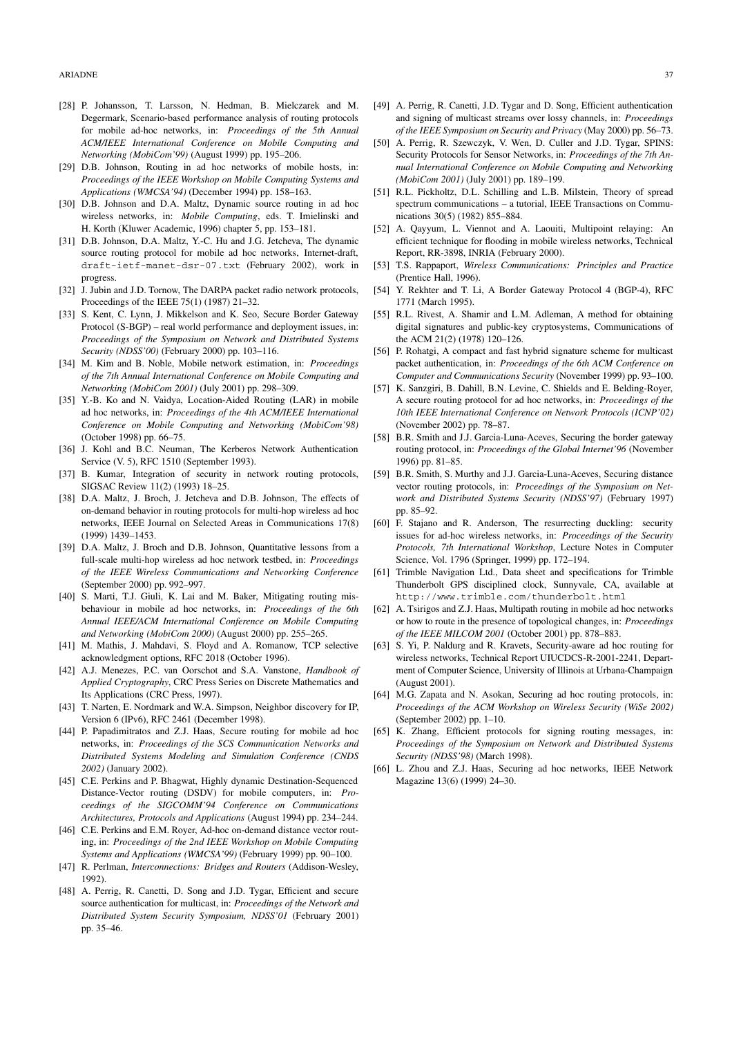[28] P. Johansson, T. Larsson, N. Hedman, B. Mielczarek and M. Degermark, Scenario-based performance analysis of routing protocols for mobile ad-hoc networks, in: *Proceedings of the 5th Annual ACM/IEEE International Conference on Mobile Computing and Networking (MobiCom'99)* (August 1999) pp. 195–206.

[29] D.B. Johnson, Routing in ad hoc networks of mobile hosts, in: *Proceedings of the IEEE Workshop on Mobile Computing Systems and Applications (WMCSA'94)* (December 1994) pp. 158–163.

[30] D.B. Johnson and D.A. Maltz, Dynamic source routing in ad hoc wireless networks, in: *Mobile Computing*, eds. T. Imielinski and H. Korth (Kluwer Academic, 1996) chapter 5, pp. 153–181.

[31] D.B. Johnson, D.A. Maltz, Y.-C. Hu and J.G. Jetcheva, The dynamic source routing protocol for mobile ad hoc networks, Internet-draft, `draft-ietf-manet-dsr-07.txt` (February 2002), work in progress.

[32] J. Jubin and J.D. Tornow, The DARPA packet radio network protocols, Proceedings of the IEEE 75(1) (1987) 21–32.

[33] S. Kent, C. Lynn, J. Mikkelson and K. Seo, Secure Border Gateway Protocol (S-BGP) – real world performance and deployment issues, in: *Proceedings of the Symposium on Network and Distributed Systems Security (NDSS'00)* (February 2000) pp. 103–116.

[34] M. Kim and B. Noble, Mobile network estimation, in: *Proceedings of the 7th Annual International Conference on Mobile Computing and Networking (MobiCom 2001)* (July 2001) pp. 298–309.

[35] Y.-B. Ko and N. Vaidya, Location-Aided Routing (LAR) in mobile ad hoc networks, in: *Proceedings of the 4th ACM/IEEE International Conference on Mobile Computing and Networking (MobiCom'98)* (October 1998) pp. 66–75.

[36] J. Kohl and B.C. Neuman, The Kerberos Network Authentication Service (V. 5), RFC 1510 (September 1993).

[37] B. Kumar, Integration of security in network routing protocols, SIGSAC Review 11(2) (1993) 18–25.

[38] D.A. Maltz, J. Broch, J. Jetcheva and D.B. Johnson, The effects of on-demand behavior in routing protocols for multi-hop wireless ad hoc networks, IEEE Journal on Selected Areas in Communications 17(8) (1999) 1439–1453.

[39] D.A. Maltz, J. Broch and D.B. Johnson, Quantitative lessons from a full-scale multi-hop wireless ad hoc network testbed, in: *Proceedings of the IEEE Wireless Communications and Networking Conference* (September 2000) pp. 992–997.

[40] S. Marti, T.J. Giuli, K. Lai and M. Baker, Mitigating routing misbehaviour in mobile ad hoc networks, in: *Proceedings of the 6th Annual IEEE/ACM International Conference on Mobile Computing and Networking (MobiCom 2000)* (August 2000) pp. 255–265.

[41] M. Mathis, J. Mahdavi, S. Floyd and A. Romanow, TCP selective acknowledgment options, RFC 2018 (October 1996).

[42] A.J. Menezes, P.C. van Oorschot and S.A. Vanstone, *Handbook of Applied Cryptography*, CRC Press Series on Discrete Mathematics and Its Applications (CRC Press, 1997).

[43] T. Narten, E. Nordmark and W.A. Simpson, Neighbor discovery for IP, Version 6 (IPv6), RFC 2461 (December 1998).

[44] P. Papadimitratos and Z.J. Haas, Secure routing for mobile ad hoc networks, in: *Proceedings of the SCS Communication Networks and Distributed Systems Modeling and Simulation Conference (CNDS 2002)* (January 2002).

[45] C.E. Perkins and P. Bhagwat, Highly dynamic Destination-Sequenced Distance-Vector routing (DSDV) for mobile computers, in: *Proceedings of the SIGCOMM'94 Conference on Communications Architectures, Protocols and Applications* (August 1994) pp. 234–244.

[46] C.E. Perkins and E.M. Royer, Ad-hoc on-demand distance vector routing, in: *Proceedings of the 2nd IEEE Workshop on Mobile Computing Systems and Applications (WMCSA'99)* (February 1999) pp. 90–100.

[47] R. Perlman, *Interconnections: Bridges and Routers* (Addison-Wesley, 1992).

[48] A. Perrig, R. Canetti, D. Song and J.D. Tygar, Efficient and secure source authentication for multicast, in: *Proceedings of the Network and Distributed System Security Symposium, NDSS'01* (February 2001) pp. 35–46.

[49] A. Perrig, R. Canetti, J.D. Tygar and D. Song, Efficient authentication and signing of multicast streams over lossy channels, in: *Proceedings of the IEEE Symposium on Security and Privacy* (May 2000) pp. 56–73.

[50] A. Perrig, R. Szewczyk, V. Wen, D. Culler and J.D. Tygar, SPINS: Security Protocols for Sensor Networks, in: *Proceedings of the 7th Annual International Conference on Mobile Computing and Networking (MobiCom 2001)* (July 2001) pp. 189–199.

[51] R.L. Pickholtz, D.L. Schilling and L.B. Milstein, Theory of spread spectrum communications – a tutorial, IEEE Transactions on Communications 30(5) (1982) 855–884.

[52] A. Qayyum, L. Viennot and A. Laouiti, Multipoint relaying: An efficient technique for flooding in mobile wireless networks, Technical Report, RR-3898, INRIA (February 2000).

[53] T.S. Rappaport, *Wireless Communications: Principles and Practice* (Prentice Hall, 1996).

[54] Y. Rekhter and T. Li, A Border Gateway Protocol 4 (BGP-4), RFC 1771 (March 1995).

[55] R.L. Rivest, A. Shamir and L.M. Adleman, A method for obtaining digital signatures and public-key cryptosystems, Communications of the ACM 21(2) (1978) 120–126.

[56] P. Rohatgi, A compact and fast hybrid signature scheme for multicast packet authentication, in: *Proceedings of the 6th ACM Conference on Computer and Communications Security* (November 1999) pp. 93–100.

[57] K. Sanzgiri, B. Dahill, B.N. Levine, C. Shields and E. Belding-Royer, A secure routing protocol for ad hoc networks, in: *Proceedings of the 10th IEEE International Conference on Network Protocols (ICNP'02)* (November 2002) pp. 78–87.

[58] B.R. Smith and J.J. Garcia-Luna-Aceves, Securing the border gateway routing protocol, in: *Proceedings of the Global Internet'96* (November 1996) pp. 81–85.

[59] B.R. Smith, S. Murthy and J.J. Garcia-Luna-Aceves, Securing distance vector routing protocols, in: *Proceedings of the Symposium on Network and Distributed Systems Security (NDSS'97)* (February 1997) pp. 85–92.

[60] F. Stajano and R. Anderson, The resurrecting duckling: security issues for ad-hoc wireless networks, in: *Proceedings of the Security Protocols, 7th International Workshop*, Lecture Notes in Computer Science, Vol. 1796 (Springer, 1999) pp. 172–194.

[61] Trimble Navigation Ltd., Data sheet and specifications for Trimble Thunderbolt GPS disciplined clock, Sunnyvale, CA, available at `http://www.trimble.com/thunderbolt.html`

[62] A. Tsirigos and Z.J. Haas, Multipath routing in mobile ad hoc networks or how to route in the presence of topological changes, in: *Proceedings of the IEEE MILCOM 2001* (October 2001) pp. 878–883.

[63] S. Yi, P. Naldurg and R. Kravets, Security-aware ad hoc routing for wireless networks, Technical Report UIUCDCS-R-2001-2241, Department of Computer Science, University of Illinois at Urbana-Champaign (August 2001).

[64] M.G. Zapata and N. Asokan, Securing ad hoc routing protocols, in: *Proceedings of the ACM Workshop on Wireless Security (WiSe 2002)* (September 2002) pp. 1–10.

[65] K. Zhang, Efficient protocols for signing routing messages, in: *Proceedings of the Symposium on Network and Distributed Systems Security (NDSS'98)* (March 1998).

[66] L. Zhou and Z.J. Haas, Securing ad hoc networks, IEEE Network Magazine 13(6) (1999) 24–30.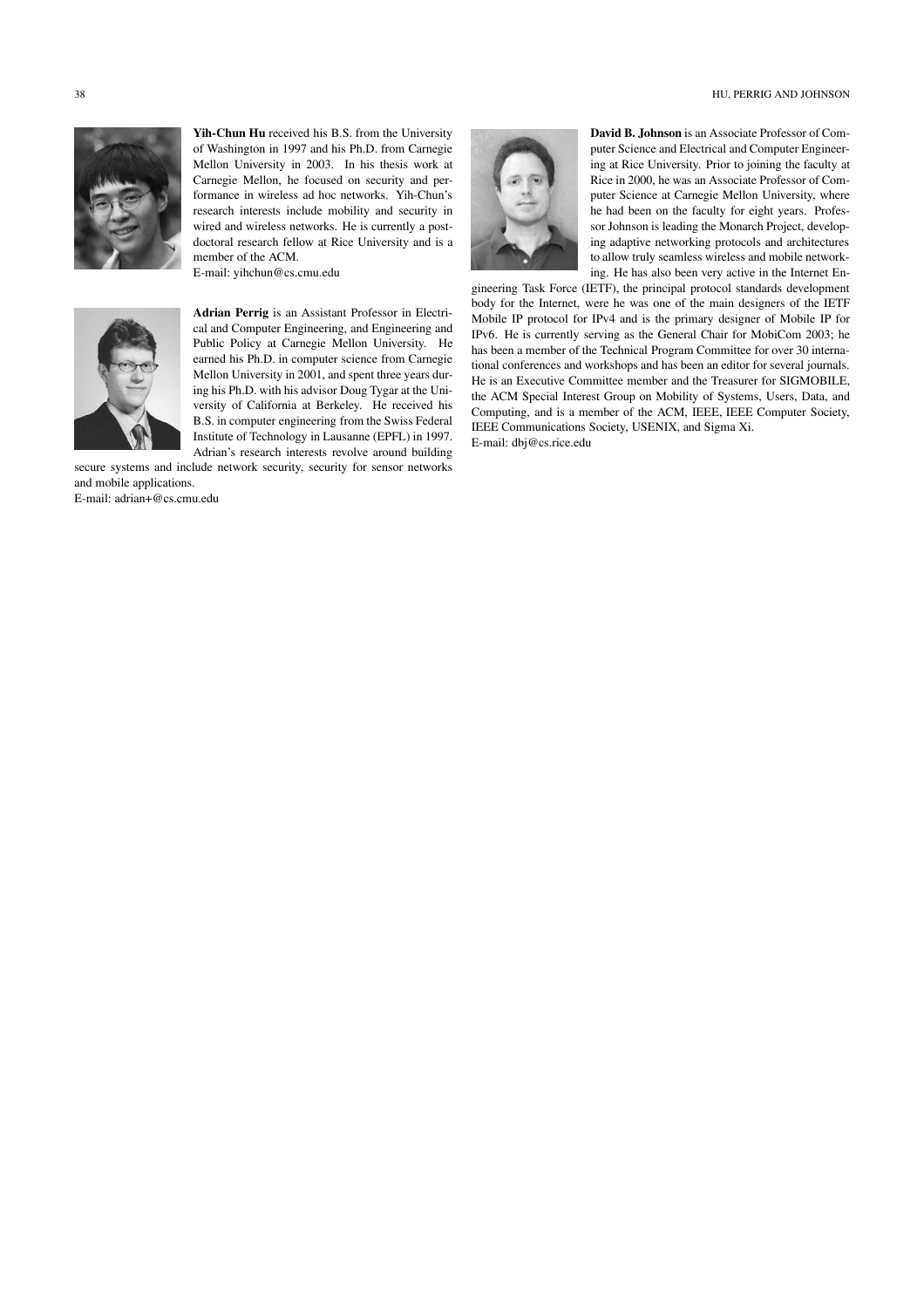**Yih-Chun Hu** received his B.S. from the University of Washington in 1997 and his Ph.D. from Carnegie Mellon University in 2003. In his thesis work at Carnegie Mellon, he focused on security and performance in wireless ad hoc networks. Yih-Chun's research interests include mobility and security in wired and wireless networks. He is currently a post-doctoral research fellow at Rice University and is a member of the ACM.
E-mail: yihchun@cs.cmu.edu

**Adrian Perrig** is an Assistant Professor in Electrical and Computer Engineering, and Engineering and Public Policy at Carnegie Mellon University. He earned his Ph.D. in computer science from Carnegie Mellon University in 2001, and spent three years during his Ph.D. with his advisor Doug Tygar at the University of California at Berkeley. He received his B.S. in computer engineering from the Swiss Federal Institute of Technology in Lausanne (EPFL) in 1997. Adrian's research interests revolve around building secure systems and include network security, security for sensor networks and mobile applications.
E-mail: adrian+@cs.cmu.edu

**David B. Johnson** is an Associate Professor of Computer Science and Electrical and Computer Engineering at Rice University. Prior to joining the faculty at Rice in 2000, he was an Associate Professor of Computer Science at Carnegie Mellon University, where he had been on the faculty for eight years. Professor Johnson is leading the Monarch Project, developing adaptive networking protocols and architectures to allow truly seamless wireless and mobile networking. He has also been very active in the Internet Engineering Task Force (IETF), the principal protocol standards development body for the Internet, were he was one of the main designers of the IETF Mobile IP protocol for IPv4 and is the primary designer of Mobile IP for IPv6. He is currently serving as the General Chair for MobiCom 2003; he has been a member of the Technical Program Committee for over 30 international conferences and workshops and has been an editor for several journals. He is an Executive Committee member and the Treasurer for SIGMOBILE, the ACM Special Interest Group on Mobility of Systems, Users, Data, and Computing, and is a member of the ACM, IEEE, IEEE Computer Society, IEEE Communications Society, USENIX, and Sigma Xi.
E-mail: dbj@cs.rice.edu